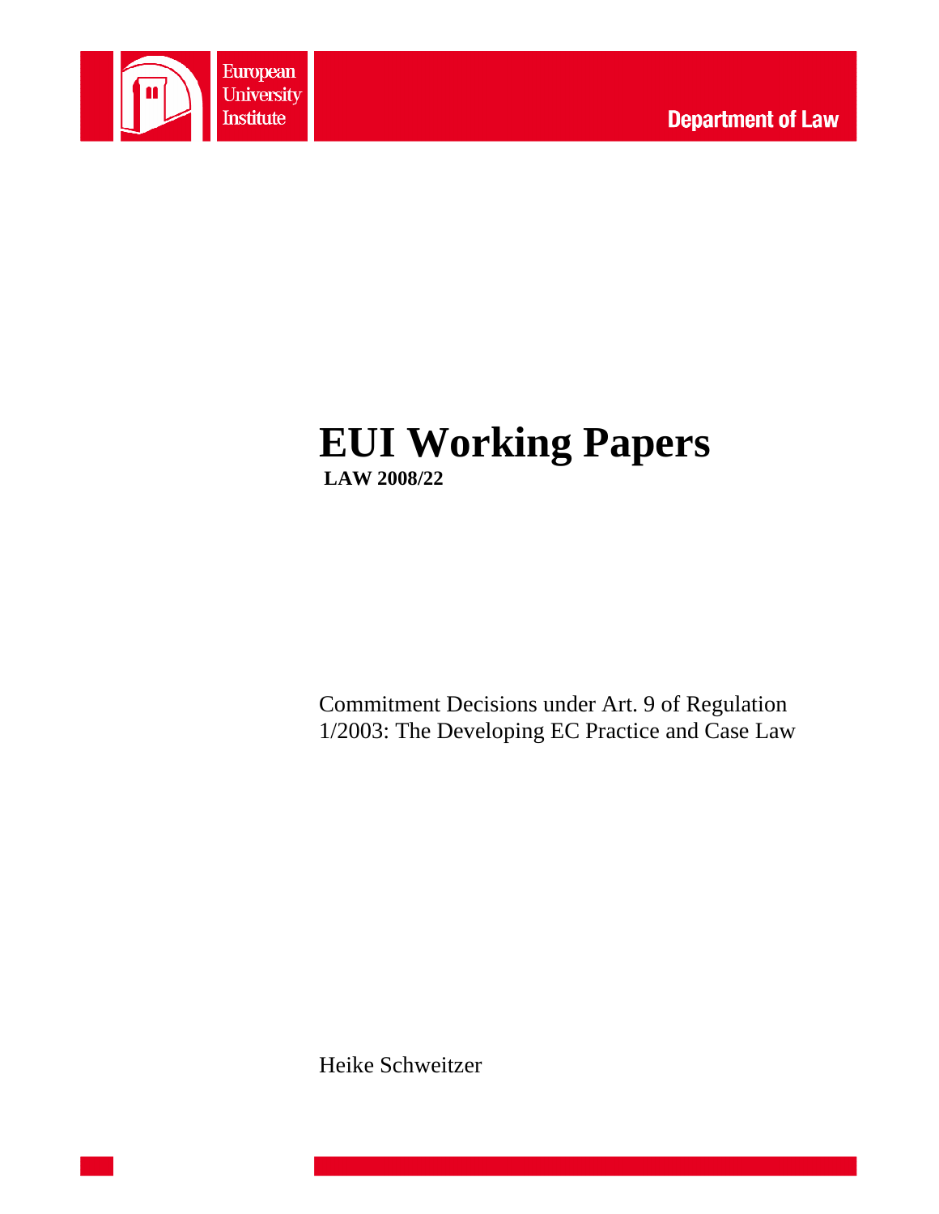European University Institute

Department of Law

# EUI Working Papers

**LAW 2008/22**

Commitment Decisions under Art. 9 of Regulation 1/2003: The Developing EC Practice and Case Law

Heike Schweitzer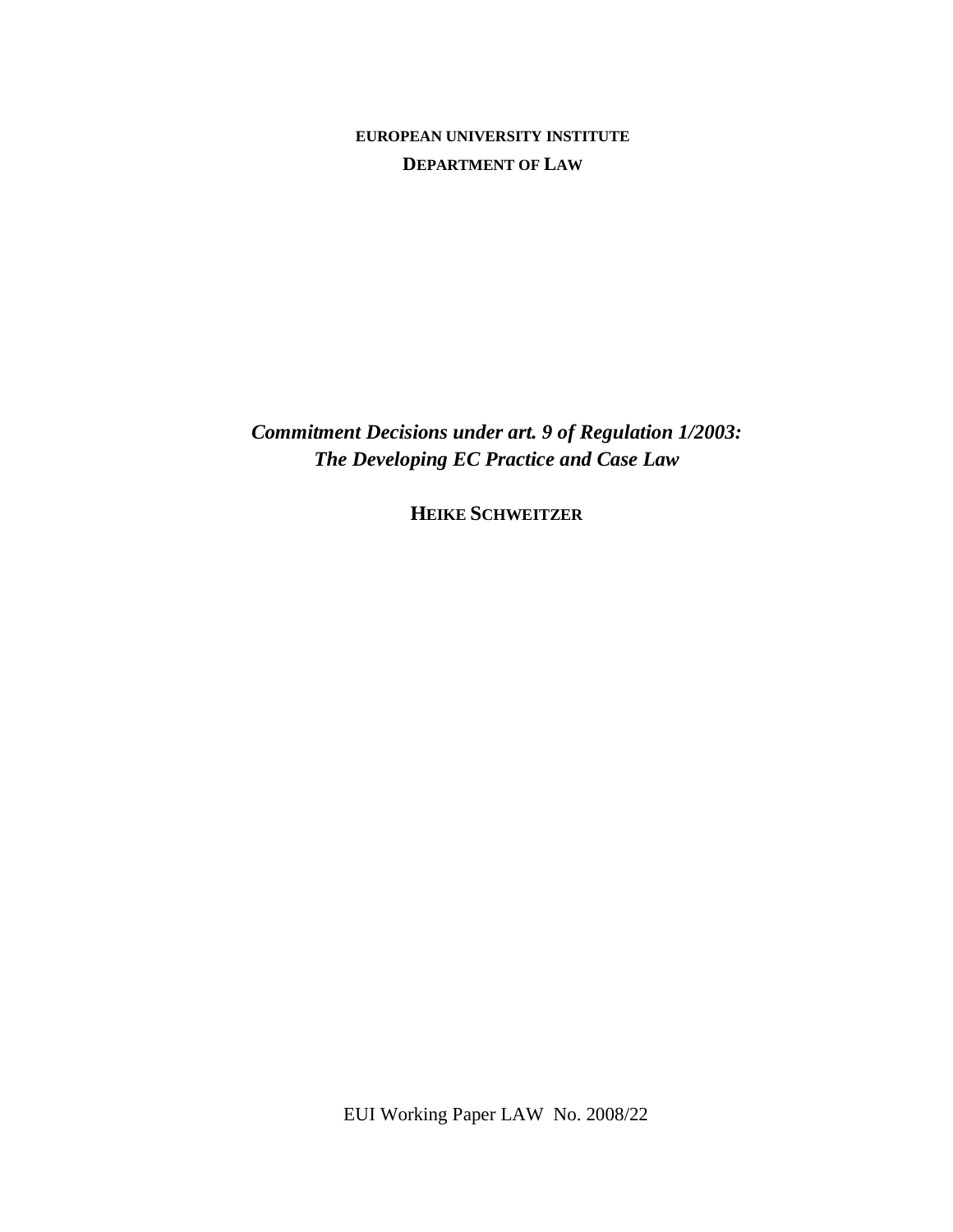**EUROPEAN UNIVERSITY INSTITUTE**

**DEPARTMENT OF LAW**

# *Commitment Decisions under art. 9 of Regulation 1/2003: The Developing EC Practice and Case Law*

**HEIKE SCHWEITZER**

EUI Working Paper LAW No. 2008/22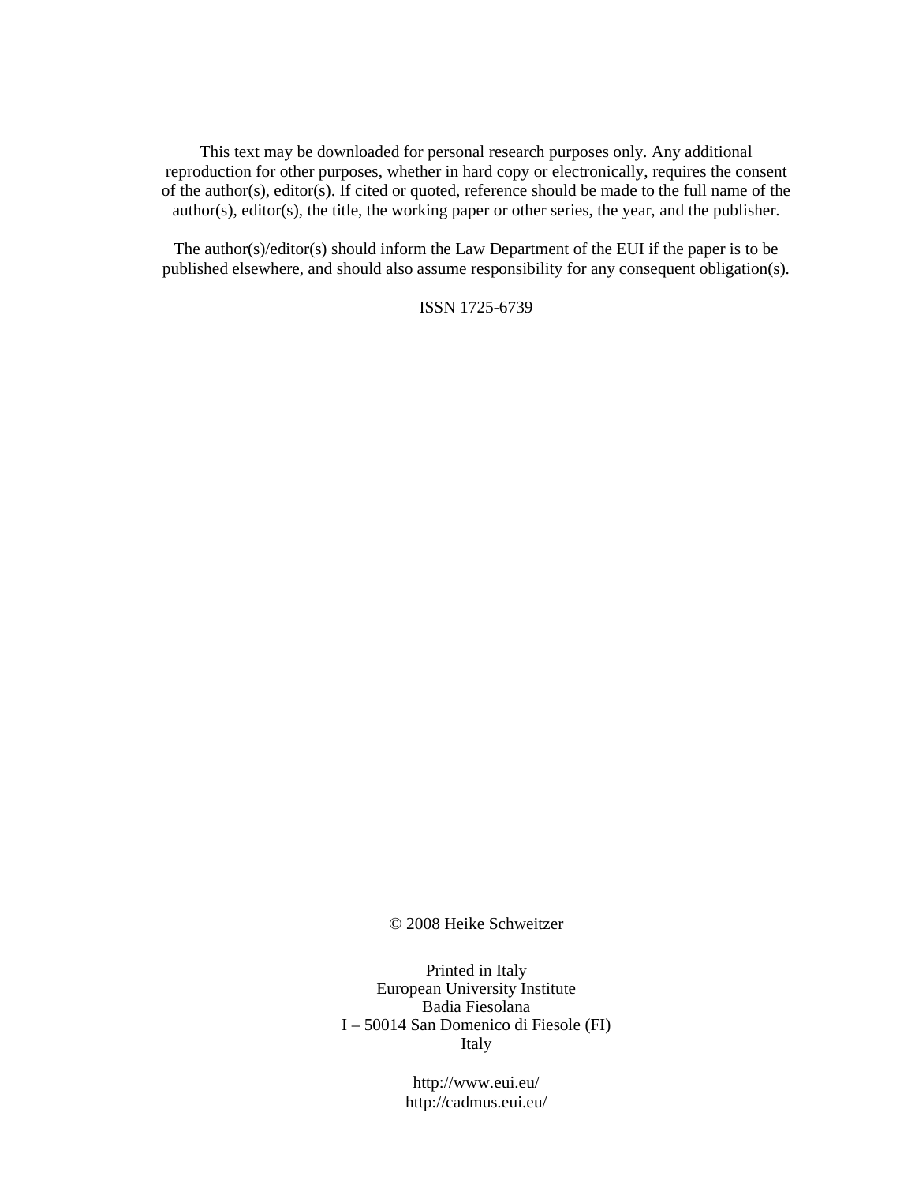This text may be downloaded for personal research purposes only. Any additional reproduction for other purposes, whether in hard copy or electronically, requires the consent of the author(s), editor(s). If cited or quoted, reference should be made to the full name of the author(s), editor(s), the title, the working paper or other series, the year, and the publisher.

The author(s)/editor(s) should inform the Law Department of the EUI if the paper is to be published elsewhere, and should also assume responsibility for any consequent obligation(s).

ISSN 1725-6739

© 2008 Heike Schweitzer

Printed in Italy
European University Institute
Badia Fiesolana
I – 50014 San Domenico di Fiesole (FI)
Italy

http://www.eui.eu/
http://cadmus.eui.eu/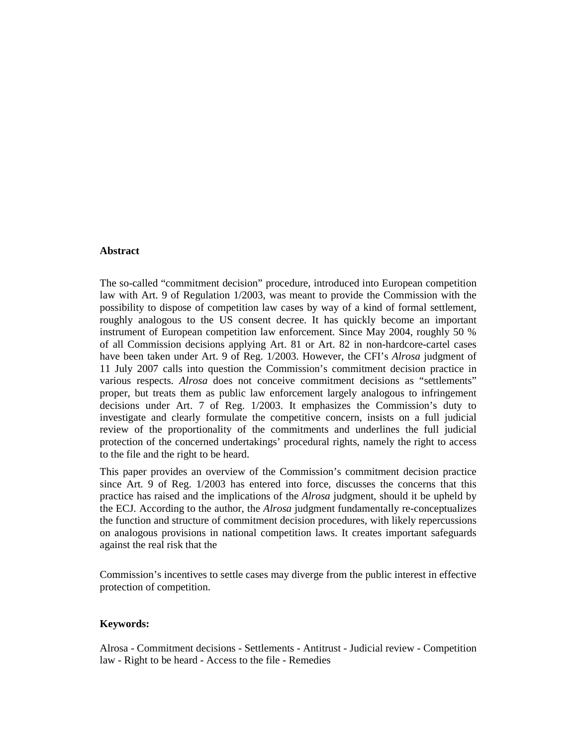**Abstract**

The so-called "commitment decision" procedure, introduced into European competition law with Art. 9 of Regulation 1/2003, was meant to provide the Commission with the possibility to dispose of competition law cases by way of a kind of formal settlement, roughly analogous to the US consent decree. It has quickly become an important instrument of European competition law enforcement. Since May 2004, roughly 50 % of all Commission decisions applying Art. 81 or Art. 82 in non-hardcore-cartel cases have been taken under Art. 9 of Reg. 1/2003. However, the CFI's *Alrosa* judgment of 11 July 2007 calls into question the Commission's commitment decision practice in various respects. *Alrosa* does not conceive commitment decisions as "settlements" proper, but treats them as public law enforcement largely analogous to infringement decisions under Art. 7 of Reg. 1/2003. It emphasizes the Commission's duty to investigate and clearly formulate the competitive concern, insists on a full judicial review of the proportionality of the commitments and underlines the full judicial protection of the concerned undertakings' procedural rights, namely the right to access to the file and the right to be heard.

This paper provides an overview of the Commission's commitment decision practice since Art. 9 of Reg. 1/2003 has entered into force, discusses the concerns that this practice has raised and the implications of the *Alrosa* judgment, should it be upheld by the ECJ. According to the author, the *Alrosa* judgment fundamentally re-conceptualizes the function and structure of commitment decision procedures, with likely repercussions on analogous provisions in national competition laws. It creates important safeguards against the real risk that the Commission's incentives to settle cases may diverge from the public interest in effective protection of competition.

**Keywords:**

Alrosa - Commitment decisions - Settlements - Antitrust - Judicial review - Competition law - Right to be heard - Access to the file - Remedies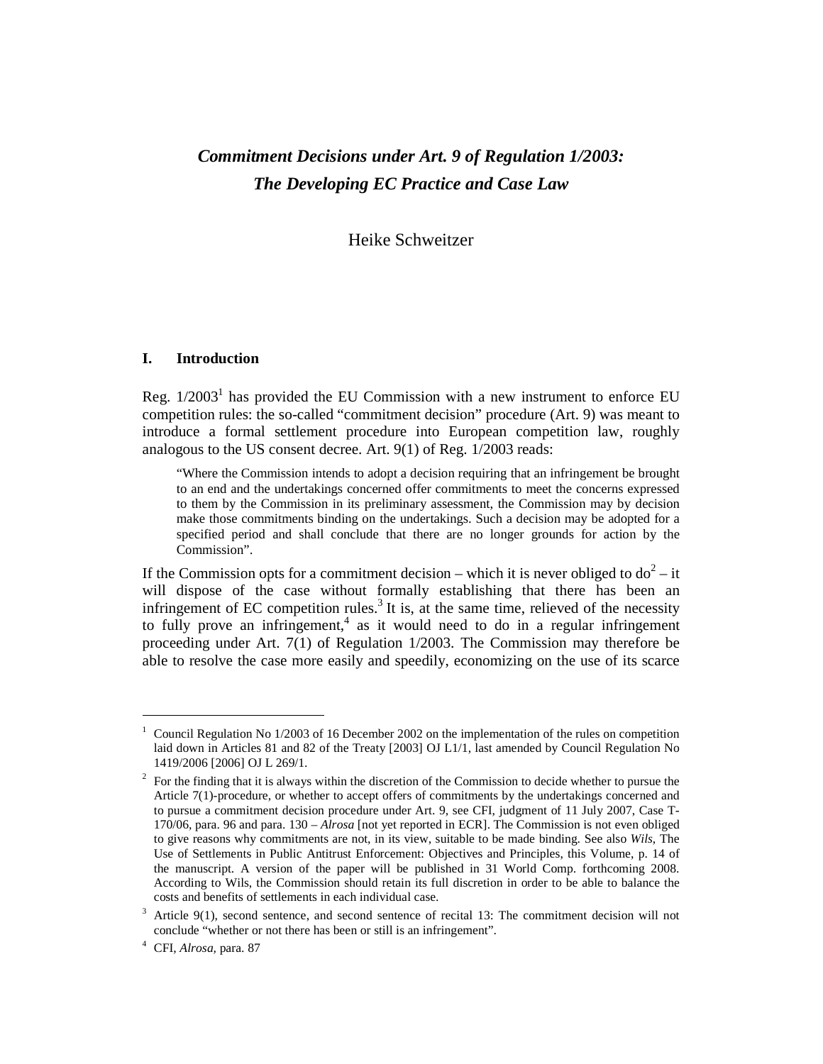# *Commitment Decisions under Art. 9 of Regulation 1/2003: The Developing EC Practice and Case Law*

Heike Schweitzer

## I. Introduction

Reg. 1/2003[1] has provided the EU Commission with a new instrument to enforce EU competition rules: the so-called "commitment decision" procedure (Art. 9) was meant to introduce a formal settlement procedure into European competition law, roughly analogous to the US consent decree. Art. 9(1) of Reg. 1/2003 reads:

> "Where the Commission intends to adopt a decision requiring that an infringement be brought to an end and the undertakings concerned offer commitments to meet the concerns expressed to them by the Commission in its preliminary assessment, the Commission may by decision make those commitments binding on the undertakings. Such a decision may be adopted for a specified period and shall conclude that there are no longer grounds for action by the Commission".

If the Commission opts for a commitment decision – which it is never obliged to do[2] – it will dispose of the case without formally establishing that there has been an infringement of EC competition rules.[3] It is, at the same time, relieved of the necessity to fully prove an infringement,[4] as it would need to do in a regular infringement proceeding under Art. 7(1) of Regulation 1/2003. The Commission may therefore be able to resolve the case more easily and speedily, economizing on the use of its scarce

---

[1] Council Regulation No 1/2003 of 16 December 2002 on the implementation of the rules on competition laid down in Articles 81 and 82 of the Treaty [2003] OJ L1/1, last amended by Council Regulation No 1419/2006 [2006] OJ L 269/1.

[2] For the finding that it is always within the discretion of the Commission to decide whether to pursue the Article 7(1)-procedure, or whether to accept offers of commitments by the undertakings concerned and to pursue a commitment decision procedure under Art. 9, see CFI, judgment of 11 July 2007, Case T-170/06, para. 96 and para. 130 – *Alrosa* [not yet reported in ECR]. The Commission is not even obliged to give reasons why commitments are not, in its view, suitable to be made binding. See also *Wils*, The Use of Settlements in Public Antitrust Enforcement: Objectives and Principles, this Volume, p. 14 of the manuscript. A version of the paper will be published in 31 World Comp. forthcoming 2008. According to Wils, the Commission should retain its full discretion in order to be able to balance the costs and benefits of settlements in each individual case.

[3] Article 9(1), second sentence, and second sentence of recital 13: The commitment decision will not conclude "whether or not there has been or still is an infringement".

[4] CFI, *Alrosa*, para. 87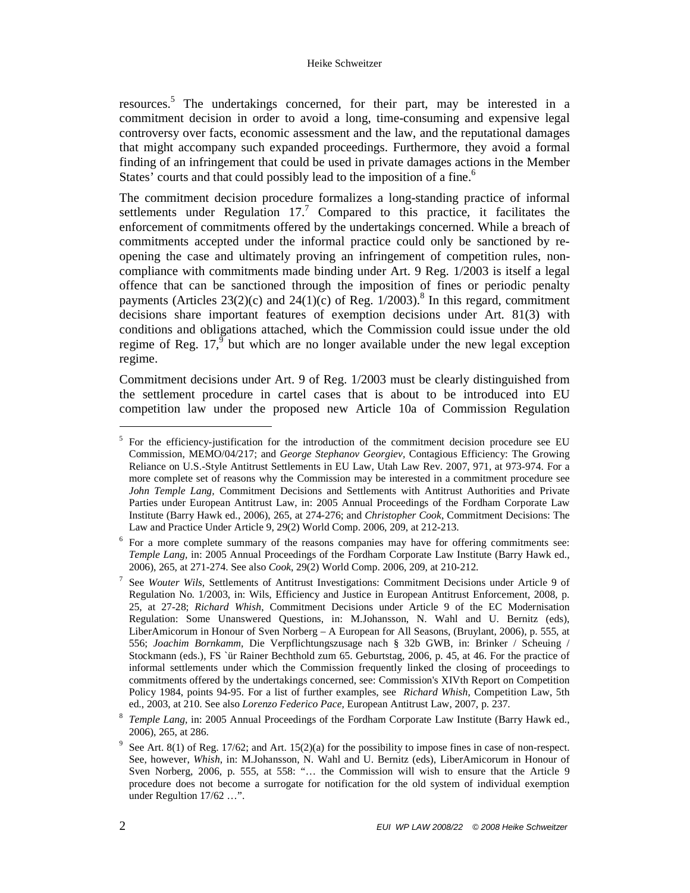resources.[5] The undertakings concerned, for their part, may be interested in a commitment decision in order to avoid a long, time-consuming and expensive legal controversy over facts, economic assessment and the law, and the reputational damages that might accompany such expanded proceedings. Furthermore, they avoid a formal finding of an infringement that could be used in private damages actions in the Member States' courts and that could possibly lead to the imposition of a fine.[6]

The commitment decision procedure formalizes a long-standing practice of informal settlements under Regulation 17.[7] Compared to this practice, it facilitates the enforcement of commitments offered by the undertakings concerned. While a breach of commitments accepted under the informal practice could only be sanctioned by re-opening the case and ultimately proving an infringement of competition rules, non-compliance with commitments made binding under Art. 9 Reg. 1/2003 is itself a legal offence that can be sanctioned through the imposition of fines or periodic penalty payments (Articles 23(2)(c) and 24(1)(c) of Reg. 1/2003).[8] In this regard, commitment decisions share important features of exemption decisions under Art. 81(3) with conditions and obligations attached, which the Commission could issue under the old regime of Reg. 17,[9] but which are no longer available under the new legal exception regime.

Commitment decisions under Art. 9 of Reg. 1/2003 must be clearly distinguished from the settlement procedure in cartel cases that is about to be introduced into EU competition law under the proposed new Article 10a of Commission Regulation

---

[5] For the efficiency-justification for the introduction of the commitment decision procedure see EU Commission, MEMO/04/217; and *George Stephanov Georgiev*, Contagious Efficiency: The Growing Reliance on U.S.-Style Antitrust Settlements in EU Law, Utah Law Rev. 2007, 971, at 973-974. For a more complete set of reasons why the Commission may be interested in a commitment procedure see *John Temple Lang*, Commitment Decisions and Settlements with Antitrust Authorities and Private Parties under European Antitrust Law, in: 2005 Annual Proceedings of the Fordham Corporate Law Institute (Barry Hawk ed., 2006), 265, at 274-276; and *Christopher Cook*, Commitment Decisions: The Law and Practice Under Article 9, 29(2) World Comp. 2006, 209, at 212-213.

[6] For a more complete summary of the reasons companies may have for offering commitments see: *Temple Lang*, in: 2005 Annual Proceedings of the Fordham Corporate Law Institute (Barry Hawk ed., 2006), 265, at 271-274. See also *Cook*, 29(2) World Comp. 2006, 209, at 210-212.

[7] See *Wouter Wils*, Settlements of Antitrust Investigations: Commitment Decisions under Article 9 of Regulation No. 1/2003, in: Wils, Efficiency and Justice in European Antitrust Enforcement, 2008, p. 25, at 27-28; *Richard Whish*, Commitment Decisions under Article 9 of the EC Modernisation Regulation: Some Unanswered Questions, in: M.Johansson, N. Wahl and U. Bernitz (eds), LiberAmicorum in Honour of Sven Norberg – A European for All Seasons, (Bruylant, 2006), p. 555, at 556; *Joachim Bornkamm*, Die Verpflichtungszusage nach § 32b GWB, in: Brinker / Scheuing / Stockmann (eds.), FS `ür Rainer Bechthold zum 65. Geburtstag, 2006, p. 45, at 46. For the practice of informal settlements under which the Commission frequently linked the closing of proceedings to commitments offered by the undertakings concerned, see: Commission's XIVth Report on Competition Policy 1984, points 94-95. For a list of further examples, see *Richard Whish*, Competition Law, 5th ed., 2003, at 210. See also *Lorenzo Federico Pace*, European Antitrust Law, 2007, p. 237.

[8] *Temple Lang*, in: 2005 Annual Proceedings of the Fordham Corporate Law Institute (Barry Hawk ed., 2006), 265, at 286.

[9] See Art. 8(1) of Reg. 17/62; and Art. 15(2)(a) for the possibility to impose fines in case of non-respect. See, however, *Whish*, in: M.Johansson, N. Wahl and U. Bernitz (eds), LiberAmicorum in Honour of Sven Norberg, 2006, p. 555, at 558: "… the Commission will wish to ensure that the Article 9 procedure does not become a surrogate for notification for the old system of individual exemption under Regultion 17/62 …".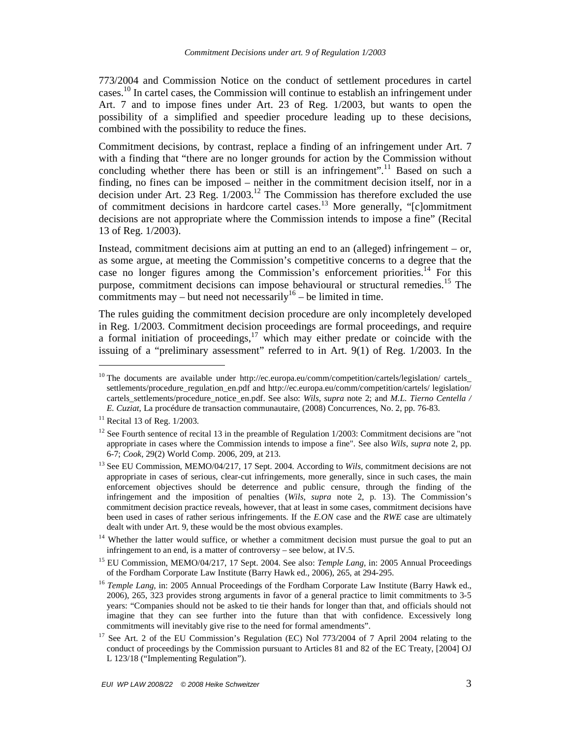773/2004 and Commission Notice on the conduct of settlement procedures in cartel cases.[10] In cartel cases, the Commission will continue to establish an infringement under Art. 7 and to impose fines under Art. 23 of Reg. 1/2003, but wants to open the possibility of a simplified and speedier procedure leading up to these decisions, combined with the possibility to reduce the fines.

Commitment decisions, by contrast, replace a finding of an infringement under Art. 7 with a finding that "there are no longer grounds for action by the Commission without concluding whether there has been or still is an infringement".[11] Based on such a finding, no fines can be imposed – neither in the commitment decision itself, nor in a decision under Art. 23 Reg. 1/2003.[12] The Commission has therefore excluded the use of commitment decisions in hardcore cartel cases.[13] More generally, "[c]ommitment decisions are not appropriate where the Commission intends to impose a fine" (Recital 13 of Reg. 1/2003).

Instead, commitment decisions aim at putting an end to an (alleged) infringement – or, as some argue, at meeting the Commission's competitive concerns to a degree that the case no longer figures among the Commission's enforcement priorities.[14] For this purpose, commitment decisions can impose behavioural or structural remedies.[15] The commitments may – but need not necessarily[16] – be limited in time.

The rules guiding the commitment decision procedure are only incompletely developed in Reg. 1/2003. Commitment decision proceedings are formal proceedings, and require a formal initiation of proceedings,[17] which may either predate or coincide with the issuing of a "preliminary assessment" referred to in Art. 9(1) of Reg. 1/2003. In the

---

[10] The documents are available under http://ec.europa.eu/comm/competition/cartels/legislation/ cartels_ settlements/procedure_regulation_en.pdf and http://ec.europa.eu/comm/competition/cartels/ legislation/ cartels_settlements/procedure_notice_en.pdf. See also: *Wils*, *supra* note 2; and *M.L. Tierno Centella / E. Cuziat*, La procédure de transaction communautaire, (2008) Concurrences, No. 2, pp. 76-83.

[11] Recital 13 of Reg. 1/2003.

[12] See Fourth sentence of recital 13 in the preamble of Regulation 1/2003: Commitment decisions are "not appropriate in cases where the Commission intends to impose a fine". See also *Wils*, *supra* note 2, pp. 6-7; *Cook*, 29(2) World Comp. 2006, 209, at 213.

[13] See EU Commission, MEMO/04/217, 17 Sept. 2004. According to *Wils*, commitment decisions are not appropriate in cases of serious, clear-cut infringements, more generally, since in such cases, the main enforcement objectives should be deterrence and public censure, through the finding of the infringement and the imposition of penalties (*Wils*, *supra* note 2, p. 13). The Commission's commitment decision practice reveals, however, that at least in some cases, commitment decisions have been used in cases of rather serious infringements. If the *E.ON* case and the *RWE* case are ultimately dealt with under Art. 9, these would be the most obvious examples.

[14] Whether the latter would suffice, or whether a commitment decision must pursue the goal to put an infringement to an end, is a matter of controversy – see below, at IV.5.

[15] EU Commission, MEMO/04/217, 17 Sept. 2004. See also: *Temple Lang*, in: 2005 Annual Proceedings of the Fordham Corporate Law Institute (Barry Hawk ed., 2006), 265, at 294-295.

[16] *Temple Lang*, in: 2005 Annual Proceedings of the Fordham Corporate Law Institute (Barry Hawk ed., 2006), 265, 323 provides strong arguments in favor of a general practice to limit commitments to 3-5 years: "Companies should not be asked to tie their hands for longer than that, and officials should not imagine that they can see further into the future than that with confidence. Excessively long commitments will inevitably give rise to the need for formal amendments".

[17] See Art. 2 of the EU Commission's Regulation (EC) Nol 773/2004 of 7 April 2004 relating to the conduct of proceedings by the Commission pursuant to Articles 81 and 82 of the EC Treaty, [2004] OJ L 123/18 ("Implementing Regulation").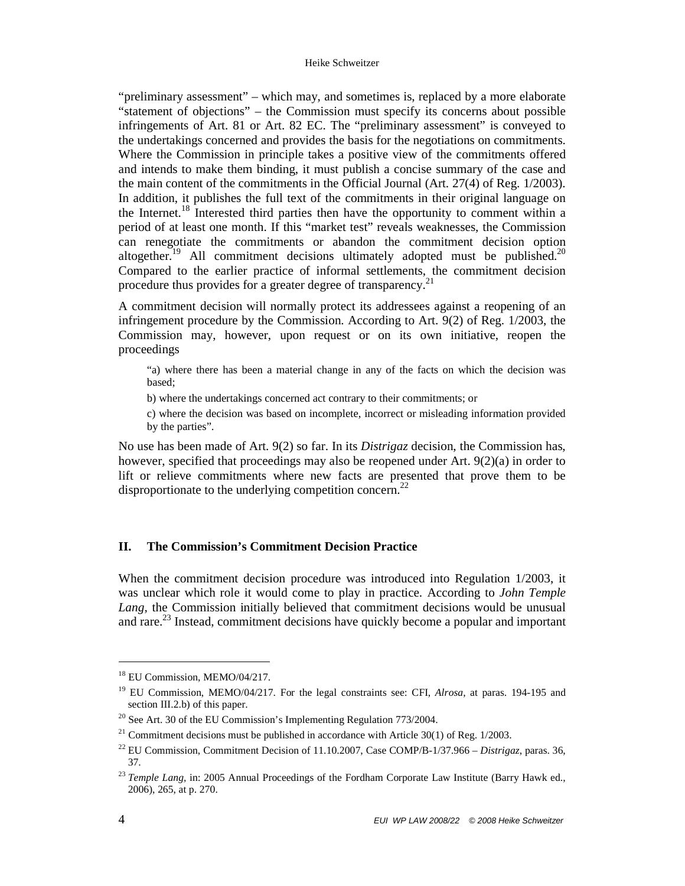"preliminary assessment" – which may, and sometimes is, replaced by a more elaborate "statement of objections" – the Commission must specify its concerns about possible infringements of Art. 81 or Art. 82 EC. The "preliminary assessment" is conveyed to the undertakings concerned and provides the basis for the negotiations on commitments. Where the Commission in principle takes a positive view of the commitments offered and intends to make them binding, it must publish a concise summary of the case and the main content of the commitments in the Official Journal (Art. 27(4) of Reg. 1/2003). In addition, it publishes the full text of the commitments in their original language on the Internet.[18] Interested third parties then have the opportunity to comment within a period of at least one month. If this "market test" reveals weaknesses, the Commission can renegotiate the commitments or abandon the commitment decision option altogether.[19] All commitment decisions ultimately adopted must be published.[20] Compared to the earlier practice of informal settlements, the commitment decision procedure thus provides for a greater degree of transparency.[21]

A commitment decision will normally protect its addressees against a reopening of an infringement procedure by the Commission. According to Art. 9(2) of Reg. 1/2003, the Commission may, however, upon request or on its own initiative, reopen the proceedings

> "a) where there has been a material change in any of the facts on which the decision was based;
>
> b) where the undertakings concerned act contrary to their commitments; or
>
> c) where the decision was based on incomplete, incorrect or misleading information provided by the parties".

No use has been made of Art. 9(2) so far. In its *Distrigaz* decision, the Commission has, however, specified that proceedings may also be reopened under Art. 9(2)(a) in order to lift or relieve commitments where new facts are presented that prove them to be disproportionate to the underlying competition concern.[22]

## II. The Commission's Commitment Decision Practice

When the commitment decision procedure was introduced into Regulation 1/2003, it was unclear which role it would come to play in practice. According to *John Temple Lang*, the Commission initially believed that commitment decisions would be unusual and rare.[23] Instead, commitment decisions have quickly become a popular and important

---

[18] EU Commission, MEMO/04/217.

[19] EU Commission, MEMO/04/217. For the legal constraints see: CFI, *Alrosa*, at paras. 194-195 and section III.2.b) of this paper.

[20] See Art. 30 of the EU Commission's Implementing Regulation 773/2004.

[21] Commitment decisions must be published in accordance with Article 30(1) of Reg. 1/2003.

[22] EU Commission, Commitment Decision of 11.10.2007, Case COMP/B-1/37.966 – *Distrigaz*, paras. 36, 37.

[23] *Temple Lang*, in: 2005 Annual Proceedings of the Fordham Corporate Law Institute (Barry Hawk ed., 2006), 265, at p. 270.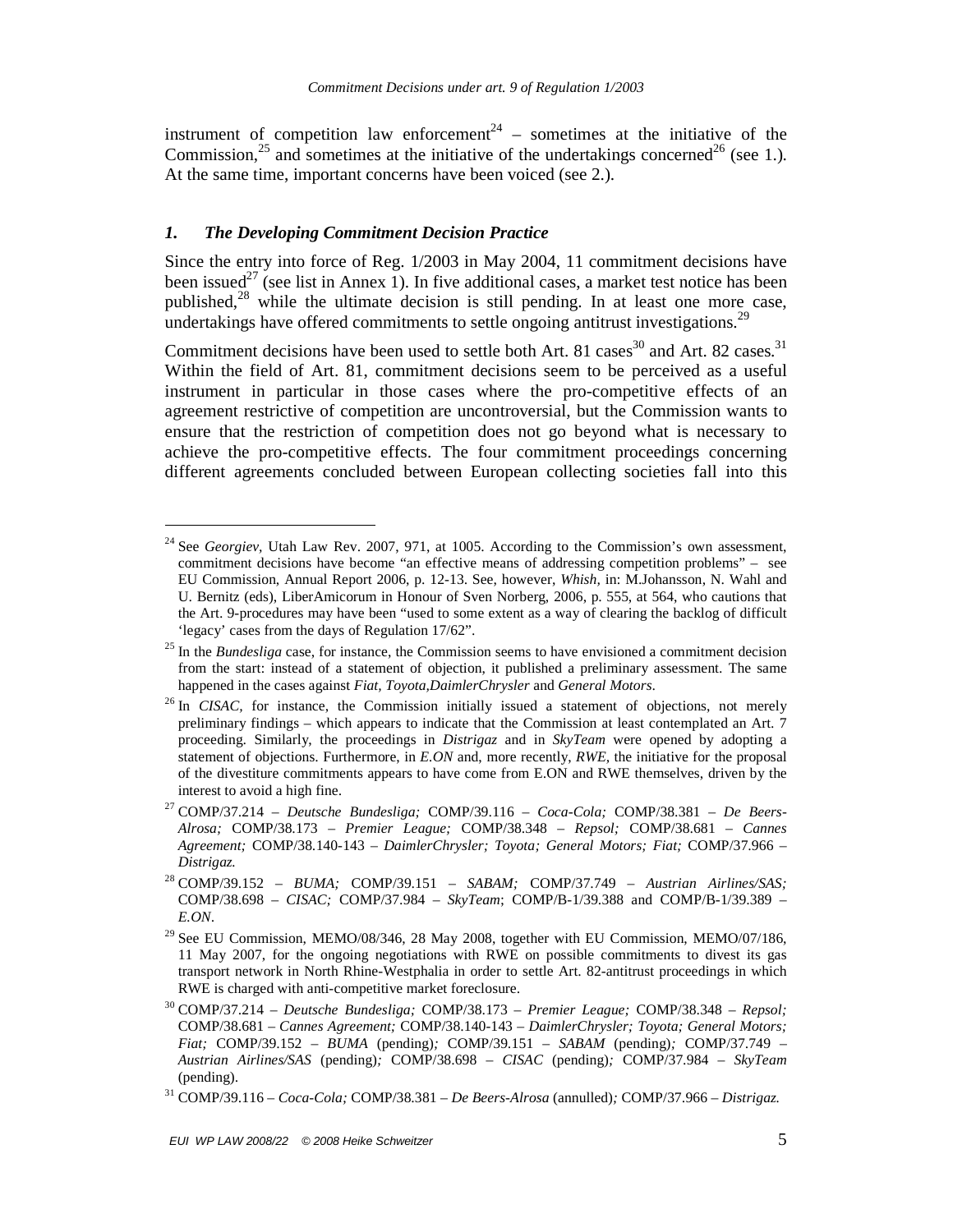instrument of competition law enforcement[24] – sometimes at the initiative of the Commission,[25] and sometimes at the initiative of the undertakings concerned[26] (see 1.). At the same time, important concerns have been voiced (see 2.).

### *1. The Developing Commitment Decision Practice*

Since the entry into force of Reg. 1/2003 in May 2004, 11 commitment decisions have been issued[27] (see list in Annex 1). In five additional cases, a market test notice has been published,[28] while the ultimate decision is still pending. In at least one more case, undertakings have offered commitments to settle ongoing antitrust investigations.[29]

Commitment decisions have been used to settle both Art. 81 cases[30] and Art. 82 cases.[31] Within the field of Art. 81, commitment decisions seem to be perceived as a useful instrument in particular in those cases where the pro-competitive effects of an agreement restrictive of competition are uncontroversial, but the Commission wants to ensure that the restriction of competition does not go beyond what is necessary to achieve the pro-competitive effects. The four commitment proceedings concerning different agreements concluded between European collecting societies fall into this

---

[24] See *Georgiev,* Utah Law Rev. 2007, 971, at 1005. According to the Commission's own assessment, commitment decisions have become "an effective means of addressing competition problems" – see EU Commission, Annual Report 2006, p. 12-13. See, however, *Whish,* in: M.Johansson, N. Wahl and U. Bernitz (eds), LiberAmicorum in Honour of Sven Norberg, 2006, p. 555, at 564, who cautions that the Art. 9-procedures may have been "used to some extent as a way of clearing the backlog of difficult 'legacy' cases from the days of Regulation 17/62".

[25] In the *Bundesliga* case, for instance, the Commission seems to have envisioned a commitment decision from the start: instead of a statement of objection, it published a preliminary assessment. The same happened in the cases against *Fiat, Toyota,DaimlerChrysler* and *General Motors*.

[26] In *CISAC*, for instance, the Commission initially issued a statement of objections, not merely preliminary findings – which appears to indicate that the Commission at least contemplated an Art. 7 proceeding. Similarly, the proceedings in *Distrigaz* and in *SkyTeam* were opened by adopting a statement of objections. Furthermore, in *E.ON* and, more recently, *RWE*, the initiative for the proposal of the divestiture commitments appears to have come from E.ON and RWE themselves, driven by the interest to avoid a high fine.

[27] COMP/37.214 – *Deutsche Bundesliga;* COMP/39.116 – *Coca-Cola;* COMP/38.381 – *De Beers-Alrosa;* COMP/38.173 – *Premier League;* COMP/38.348 – *Repsol;* COMP/38.681 – *Cannes Agreement;* COMP/38.140-143 – *DaimlerChrysler; Toyota; General Motors; Fiat;* COMP/37.966 – *Distrigaz.*

[28] COMP/39.152 – *BUMA;* COMP/39.151 – *SABAM;* COMP/37.749 – *Austrian Airlines/SAS;* COMP/38.698 – *CISAC;* COMP/37.984 – *SkyTeam*; COMP/B-1/39.388 and COMP/B-1/39.389 – *E.ON*.

[29] See EU Commission, MEMO/08/346, 28 May 2008, together with EU Commission, MEMO/07/186, 11 May 2007, for the ongoing negotiations with RWE on possible commitments to divest its gas transport network in North Rhine-Westphalia in order to settle Art. 82-antitrust proceedings in which RWE is charged with anti-competitive market foreclosure.

[30] COMP/37.214 – *Deutsche Bundesliga;* COMP/38.173 – *Premier League;* COMP/38.348 – *Repsol;* COMP/38.681 – *Cannes Agreement;* COMP/38.140-143 – *DaimlerChrysler; Toyota; General Motors; Fiat;* COMP/39.152 – *BUMA* (pending)*;* COMP/39.151 – *SABAM* (pending)*;* COMP/37.749 – *Austrian Airlines/SAS* (pending)*;* COMP/38.698 – *CISAC* (pending)*;* COMP/37.984 – *SkyTeam* (pending).

[31] COMP/39.116 – *Coca-Cola;* COMP/38.381 – *De Beers-Alrosa* (annulled)*;* COMP/37.966 – *Distrigaz.*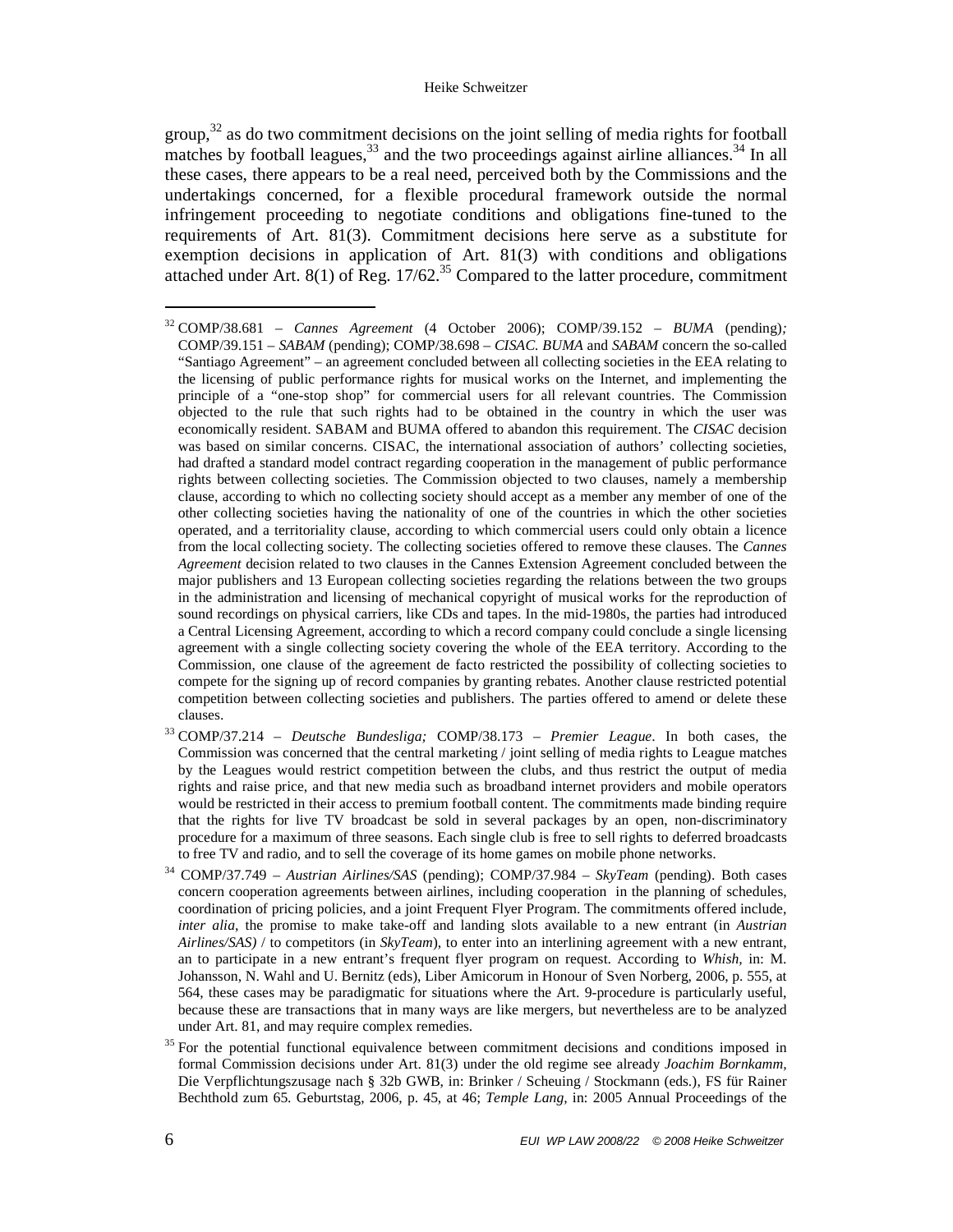group,[32] as do two commitment decisions on the joint selling of media rights for football matches by football leagues,[33] and the two proceedings against airline alliances.[34] In all these cases, there appears to be a real need, perceived both by the Commissions and the undertakings concerned, for a flexible procedural framework outside the normal infringement proceeding to negotiate conditions and obligations fine-tuned to the requirements of Art. 81(3). Commitment decisions here serve as a substitute for exemption decisions in application of Art. 81(3) with conditions and obligations attached under Art. 8(1) of Reg. 17/62.[35] Compared to the latter procedure, commitment

---

[32] COMP/38.681 – *Cannes Agreement* (4 October 2006); COMP/39.152 – *BUMA* (pending); COMP/39.151 – *SABAM* (pending); COMP/38.698 – *CISAC*. *BUMA* and *SABAM* concern the so-called "Santiago Agreement" – an agreement concluded between all collecting societies in the EEA relating to the licensing of public performance rights for musical works on the Internet, and implementing the principle of a "one-stop shop" for commercial users for all relevant countries. The Commission objected to the rule that such rights had to be obtained in the country in which the user was economically resident. SABAM and BUMA offered to abandon this requirement. The *CISAC* decision was based on similar concerns. CISAC, the international association of authors' collecting societies, had drafted a standard model contract regarding cooperation in the management of public performance rights between collecting societies. The Commission objected to two clauses, namely a membership clause, according to which no collecting society should accept as a member any member of one of the other collecting societies having the nationality of one of the countries in which the other societies operated, and a territoriality clause, according to which commercial users could only obtain a licence from the local collecting society. The collecting societies offered to remove these clauses. The *Cannes Agreement* decision related to two clauses in the Cannes Extension Agreement concluded between the major publishers and 13 European collecting societies regarding the relations between the two groups in the administration and licensing of mechanical copyright of musical works for the reproduction of sound recordings on physical carriers, like CDs and tapes. In the mid-1980s, the parties had introduced a Central Licensing Agreement, according to which a record company could conclude a single licensing agreement with a single collecting society covering the whole of the EEA territory. According to the Commission, one clause of the agreement de facto restricted the possibility of collecting societies to compete for the signing up of record companies by granting rebates. Another clause restricted potential competition between collecting societies and publishers. The parties offered to amend or delete these clauses.

[33] COMP/37.214 – *Deutsche Bundesliga;* COMP/38.173 – *Premier League*. In both cases, the Commission was concerned that the central marketing / joint selling of media rights to League matches by the Leagues would restrict competition between the clubs, and thus restrict the output of media rights and raise price, and that new media such as broadband internet providers and mobile operators would be restricted in their access to premium football content. The commitments made binding require that the rights for live TV broadcast be sold in several packages by an open, non-discriminatory procedure for a maximum of three seasons. Each single club is free to sell rights to deferred broadcasts to free TV and radio, and to sell the coverage of its home games on mobile phone networks.

[34] COMP/37.749 – *Austrian Airlines/SAS* (pending); COMP/37.984 – *SkyTeam* (pending). Both cases concern cooperation agreements between airlines, including cooperation in the planning of schedules, coordination of pricing policies, and a joint Frequent Flyer Program. The commitments offered include, *inter alia*, the promise to make take-off and landing slots available to a new entrant (in *Austrian Airlines/SAS)* / to competitors (in *SkyTeam*), to enter into an interlining agreement with a new entrant, an to participate in a new entrant's frequent flyer program on request. According to *Whish*, in: M. Johansson, N. Wahl and U. Bernitz (eds), Liber Amicorum in Honour of Sven Norberg, 2006, p. 555, at 564, these cases may be paradigmatic for situations where the Art. 9-procedure is particularly useful, because these are transactions that in many ways are like mergers, but nevertheless are to be analyzed under Art. 81, and may require complex remedies.

[35] For the potential functional equivalence between commitment decisions and conditions imposed in formal Commission decisions under Art. 81(3) under the old regime see already *Joachim Bornkamm*, Die Verpflichtungszusage nach § 32b GWB, in: Brinker / Scheuing / Stockmann (eds.), FS für Rainer Bechthold zum 65. Geburtstag, 2006, p. 45, at 46; *Temple Lang*, in: 2005 Annual Proceedings of the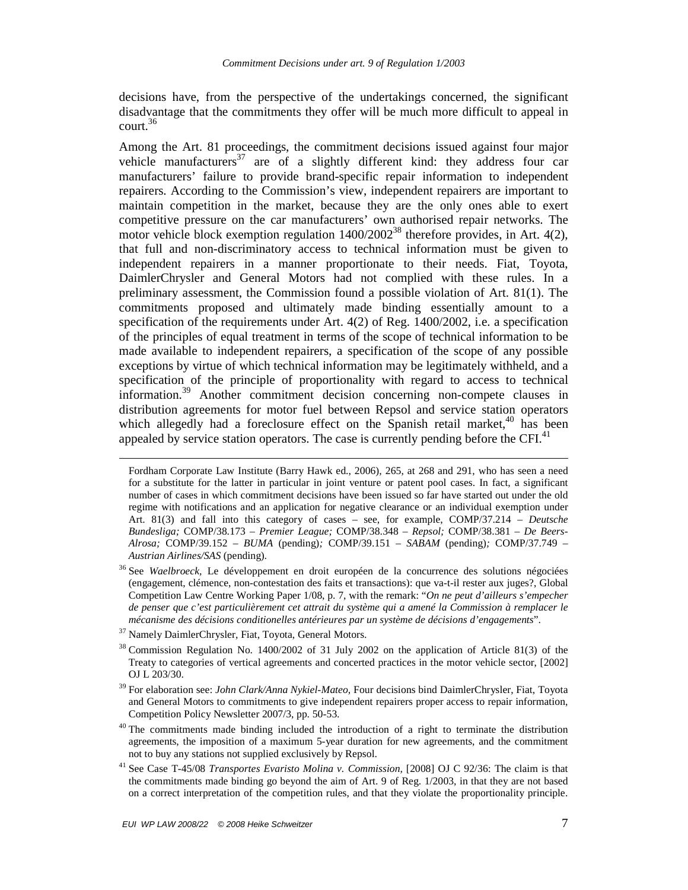decisions have, from the perspective of the undertakings concerned, the significant disadvantage that the commitments they offer will be much more difficult to appeal in court.[36]

Among the Art. 81 proceedings, the commitment decisions issued against four major vehicle manufacturers[37] are of a slightly different kind: they address four car manufacturers' failure to provide brand-specific repair information to independent repairers. According to the Commission's view, independent repairers are important to maintain competition in the market, because they are the only ones able to exert competitive pressure on the car manufacturers' own authorised repair networks. The motor vehicle block exemption regulation 1400/2002[38] therefore provides, in Art. 4(2), that full and non-discriminatory access to technical information must be given to independent repairers in a manner proportionate to their needs. Fiat, Toyota, DaimlerChrysler and General Motors had not complied with these rules. In a preliminary assessment, the Commission found a possible violation of Art. 81(1). The commitments proposed and ultimately made binding essentially amount to a specification of the requirements under Art. 4(2) of Reg. 1400/2002, i.e. a specification of the principles of equal treatment in terms of the scope of technical information to be made available to independent repairers, a specification of the scope of any possible exceptions by virtue of which technical information may be legitimately withheld, and a specification of the principle of proportionality with regard to access to technical information.[39] Another commitment decision concerning non-compete clauses in distribution agreements for motor fuel between Repsol and service station operators which allegedly had a foreclosure effect on the Spanish retail market,[40] has been appealed by service station operators. The case is currently pending before the CFI.[41]

---

Fordham Corporate Law Institute (Barry Hawk ed., 2006), 265, at 268 and 291, who has seen a need for a substitute for the latter in particular in joint venture or patent pool cases. In fact, a significant number of cases in which commitment decisions have been issued so far have started out under the old regime with notifications and an application for negative clearance or an individual exemption under Art. 81(3) and fall into this category of cases – see, for example, COMP/37.214 – *Deutsche Bundesliga;* COMP/38.173 – *Premier League;* COMP/38.348 – *Repsol;* COMP/38.381 – *De Beers-Alrosa;* COMP/39.152 – *BUMA* (pending)*;* COMP/39.151 – *SABAM* (pending)*;* COMP/37.749 – *Austrian Airlines/SAS* (pending).

[36] See *Waelbroeck*, Le développement en droit européen de la concurrence des solutions négociées (engagement, clémence, non-contestation des faits et transactions): que va-t-il rester aux juges?, Global Competition Law Centre Working Paper 1/08, p. 7, with the remark: "*On ne peut d'ailleurs s'empecher de penser que c'est particulièrement cet attrait du système qui a amené la Commission à remplacer le mécanisme des décisions conditionelles antérieures par un système de décisions d'engagements*".

[37] Namely DaimlerChrysler, Fiat, Toyota, General Motors.

[38] Commission Regulation No. 1400/2002 of 31 July 2002 on the application of Article 81(3) of the Treaty to categories of vertical agreements and concerted practices in the motor vehicle sector, [2002] OJ L 203/30.

[39] For elaboration see: *John Clark/Anna Nykiel-Mateo*, Four decisions bind DaimlerChrysler, Fiat, Toyota and General Motors to commitments to give independent repairers proper access to repair information, Competition Policy Newsletter 2007/3, pp. 50-53.

[40] The commitments made binding included the introduction of a right to terminate the distribution agreements, the imposition of a maximum 5-year duration for new agreements, and the commitment not to buy any stations not supplied exclusively by Repsol.

[41] See Case T-45/08 *Transportes Evaristo Molina v. Commission,* [2008] OJ C 92/36: The claim is that the commitments made binding go beyond the aim of Art. 9 of Reg. 1/2003, in that they are not based on a correct interpretation of the competition rules, and that they violate the proportionality principle.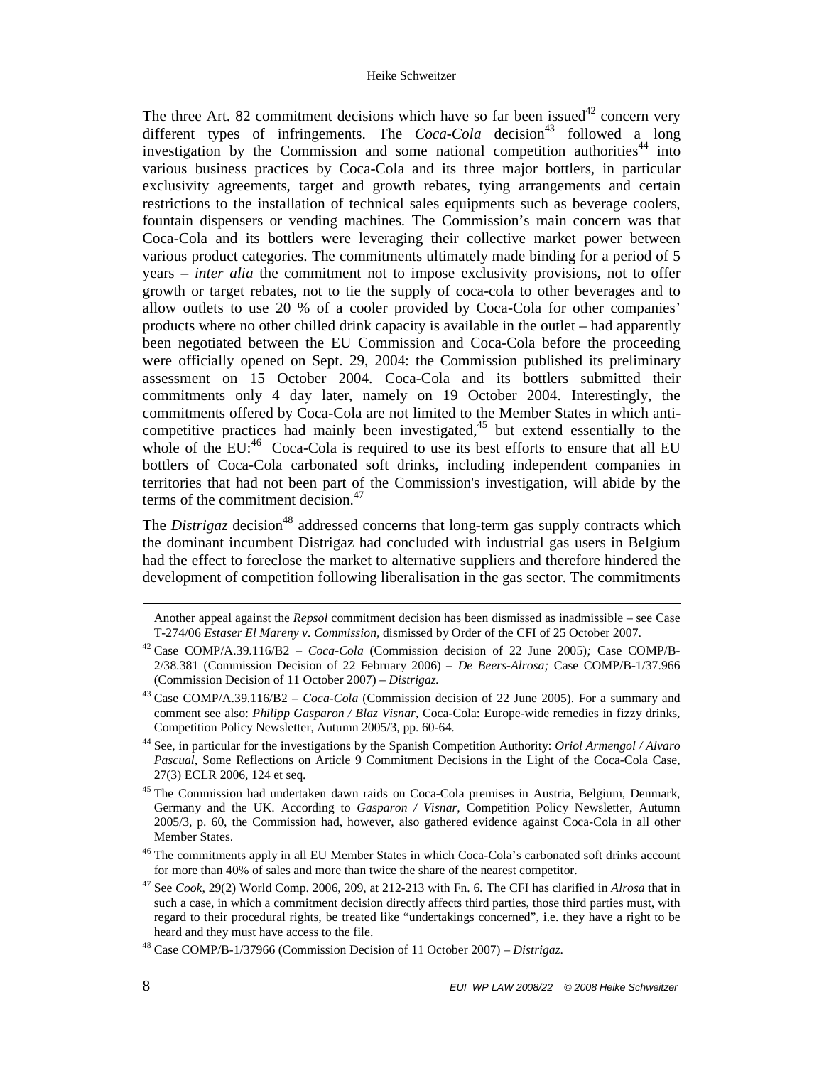The three Art. 82 commitment decisions which have so far been issued[42] concern very different types of infringements. The *Coca-Cola* decision[43] followed a long investigation by the Commission and some national competition authorities[44] into various business practices by Coca-Cola and its three major bottlers, in particular exclusivity agreements, target and growth rebates, tying arrangements and certain restrictions to the installation of technical sales equipments such as beverage coolers, fountain dispensers or vending machines. The Commission's main concern was that Coca-Cola and its bottlers were leveraging their collective market power between various product categories. The commitments ultimately made binding for a period of 5 years – *inter alia* the commitment not to impose exclusivity provisions, not to offer growth or target rebates, not to tie the supply of coca-cola to other beverages and to allow outlets to use 20 % of a cooler provided by Coca-Cola for other companies' products where no other chilled drink capacity is available in the outlet – had apparently been negotiated between the EU Commission and Coca-Cola before the proceeding were officially opened on Sept. 29, 2004: the Commission published its preliminary assessment on 15 October 2004. Coca-Cola and its bottlers submitted their commitments only 4 day later, namely on 19 October 2004. Interestingly, the commitments offered by Coca-Cola are not limited to the Member States in which anti-competitive practices had mainly been investigated,[45] but extend essentially to the whole of the EU:[46] Coca-Cola is required to use its best efforts to ensure that all EU bottlers of Coca-Cola carbonated soft drinks, including independent companies in territories that had not been part of the Commission's investigation, will abide by the terms of the commitment decision.[47]

The *Distrigaz* decision[48] addressed concerns that long-term gas supply contracts which the dominant incumbent Distrigaz had concluded with industrial gas users in Belgium had the effect to foreclose the market to alternative suppliers and therefore hindered the development of competition following liberalisation in the gas sector. The commitments

---

Another appeal against the *Repsol* commitment decision has been dismissed as inadmissible – see Case T-274/06 *Estaser El Mareny v. Commission*, dismissed by Order of the CFI of 25 October 2007.

[42] Case COMP/A.39.116/B2 – *Coca-Cola* (Commission decision of 22 June 2005)*;* Case COMP/B-2/38.381 (Commission Decision of 22 February 2006) – *De Beers-Alrosa;* Case COMP/B-1/37.966 (Commission Decision of 11 October 2007) – *Distrigaz.*

[43] Case COMP/A.39.116/B2 – *Coca-Cola* (Commission decision of 22 June 2005). For a summary and comment see also: *Philipp Gasparon / Blaz Visnar*, Coca-Cola: Europe-wide remedies in fizzy drinks, Competition Policy Newsletter, Autumn 2005/3, pp. 60-64.

[44] See, in particular for the investigations by the Spanish Competition Authority: *Oriol Armengol / Alvaro Pascual*, Some Reflections on Article 9 Commitment Decisions in the Light of the Coca-Cola Case, 27(3) ECLR 2006, 124 et seq.

[45] The Commission had undertaken dawn raids on Coca-Cola premises in Austria, Belgium, Denmark, Germany and the UK. According to *Gasparon / Visnar*, Competition Policy Newsletter, Autumn 2005/3, p. 60, the Commission had, however, also gathered evidence against Coca-Cola in all other Member States.

[46] The commitments apply in all EU Member States in which Coca-Cola's carbonated soft drinks account for more than 40% of sales and more than twice the share of the nearest competitor.

[47] See *Cook*, 29(2) World Comp. 2006, 209, at 212-213 with Fn. 6. The CFI has clarified in *Alrosa* that in such a case, in which a commitment decision directly affects third parties, those third parties must, with regard to their procedural rights, be treated like "undertakings concerned", i.e. they have a right to be heard and they must have access to the file.

[48] Case COMP/B-1/37966 (Commission Decision of 11 October 2007) – *Distrigaz.*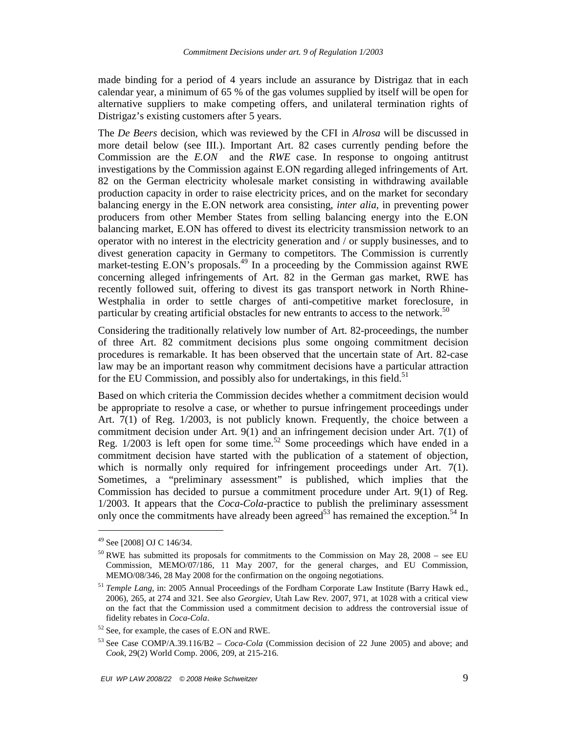made binding for a period of 4 years include an assurance by Distrigaz that in each calendar year, a minimum of 65 % of the gas volumes supplied by itself will be open for alternative suppliers to make competing offers, and unilateral termination rights of Distrigaz's existing customers after 5 years.

The *De Beers* decision, which was reviewed by the CFI in *Alrosa* will be discussed in more detail below (see III.). Important Art. 82 cases currently pending before the Commission are the *E.ON* and the *RWE* case. In response to ongoing antitrust investigations by the Commission against E.ON regarding alleged infringements of Art. 82 on the German electricity wholesale market consisting in withdrawing available production capacity in order to raise electricity prices, and on the market for secondary balancing energy in the E.ON network area consisting, *inter alia*, in preventing power producers from other Member States from selling balancing energy into the E.ON balancing market, E.ON has offered to divest its electricity transmission network to an operator with no interest in the electricity generation and / or supply businesses, and to divest generation capacity in Germany to competitors. The Commission is currently market-testing E.ON's proposals.[49] In a proceeding by the Commission against RWE concerning alleged infringements of Art. 82 in the German gas market, RWE has recently followed suit, offering to divest its gas transport network in North Rhine-Westphalia in order to settle charges of anti-competitive market foreclosure, in particular by creating artificial obstacles for new entrants to access to the network.[50]

Considering the traditionally relatively low number of Art. 82-proceedings, the number of three Art. 82 commitment decisions plus some ongoing commitment decision procedures is remarkable. It has been observed that the uncertain state of Art. 82-case law may be an important reason why commitment decisions have a particular attraction for the EU Commission, and possibly also for undertakings, in this field.[51]

Based on which criteria the Commission decides whether a commitment decision would be appropriate to resolve a case, or whether to pursue infringement proceedings under Art. 7(1) of Reg. 1/2003, is not publicly known. Frequently, the choice between a commitment decision under Art. 9(1) and an infringement decision under Art. 7(1) of Reg. 1/2003 is left open for some time.[52] Some proceedings which have ended in a commitment decision have started with the publication of a statement of objection, which is normally only required for infringement proceedings under Art. 7(1). Sometimes, a "preliminary assessment" is published, which implies that the Commission has decided to pursue a commitment procedure under Art. 9(1) of Reg. 1/2003. It appears that the *Coca-Cola*-practice to publish the preliminary assessment only once the commitments have already been agreed[53] has remained the exception.[54] In

---

[49] See [2008] OJ C 146/34.

[50] RWE has submitted its proposals for commitments to the Commission on May 28, 2008 – see EU Commission, MEMO/07/186, 11 May 2007, for the general charges, and EU Commission, MEMO/08/346, 28 May 2008 for the confirmation on the ongoing negotiations.

[51] *Temple Lang*, in: 2005 Annual Proceedings of the Fordham Corporate Law Institute (Barry Hawk ed., 2006), 265, at 274 and 321. See also *Georgiev*, Utah Law Rev. 2007, 971, at 1028 with a critical view on the fact that the Commission used a commitment decision to address the controversial issue of fidelity rebates in *Coca-Cola*.

[52] See, for example, the cases of E.ON and RWE.

[53] See Case COMP/A.39.116/B2 – *Coca-Cola* (Commission decision of 22 June 2005) and above; and *Cook*, 29(2) World Comp. 2006, 209, at 215-216.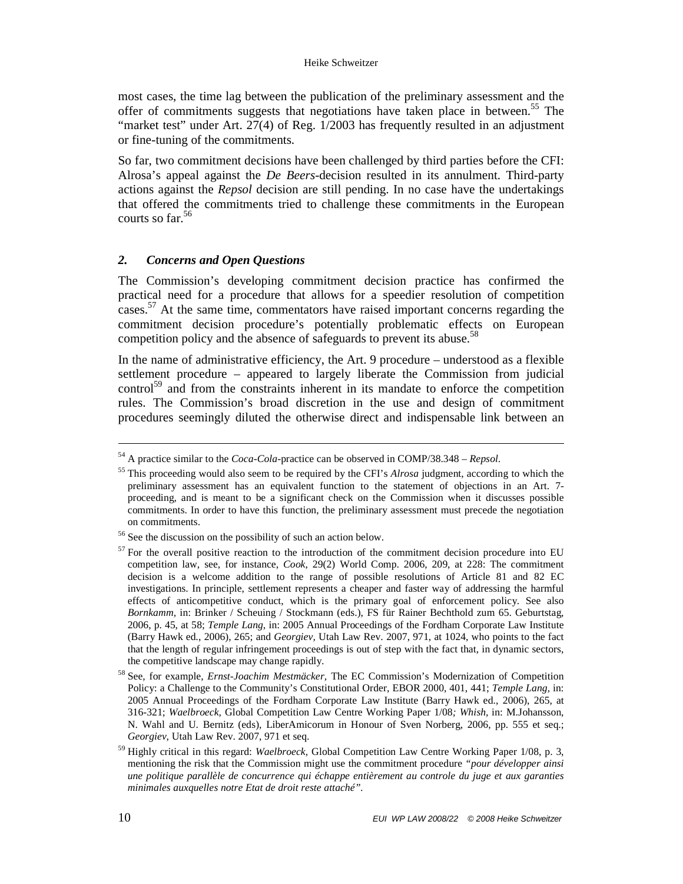most cases, the time lag between the publication of the preliminary assessment and the offer of commitments suggests that negotiations have taken place in between.[55] The "market test" under Art. 27(4) of Reg. 1/2003 has frequently resulted in an adjustment or fine-tuning of the commitments.

So far, two commitment decisions have been challenged by third parties before the CFI: Alrosa's appeal against the *De Beers*-decision resulted in its annulment. Third-party actions against the *Repsol* decision are still pending. In no case have the undertakings that offered the commitments tried to challenge these commitments in the European courts so far.[56]

### *2. Concerns and Open Questions*

The Commission's developing commitment decision practice has confirmed the practical need for a procedure that allows for a speedier resolution of competition cases.[57] At the same time, commentators have raised important concerns regarding the commitment decision procedure's potentially problematic effects on European competition policy and the absence of safeguards to prevent its abuse.[58]

In the name of administrative efficiency, the Art. 9 procedure – understood as a flexible settlement procedure – appeared to largely liberate the Commission from judicial control[59] and from the constraints inherent in its mandate to enforce the competition rules. The Commission's broad discretion in the use and design of commitment procedures seemingly diluted the otherwise direct and indispensable link between an

---

[54] A practice similar to the *Coca-Cola*-practice can be observed in COMP/38.348 – *Repsol*.

[55] This proceeding would also seem to be required by the CFI's *Alrosa* judgment, according to which the preliminary assessment has an equivalent function to the statement of objections in an Art. 7-proceeding, and is meant to be a significant check on the Commission when it discusses possible commitments. In order to have this function, the preliminary assessment must precede the negotiation on commitments.

[56] See the discussion on the possibility of such an action below.

[57] For the overall positive reaction to the introduction of the commitment decision procedure into EU competition law, see, for instance, *Cook*, 29(2) World Comp. 2006, 209, at 228: The commitment decision is a welcome addition to the range of possible resolutions of Article 81 and 82 EC investigations. In principle, settlement represents a cheaper and faster way of addressing the harmful effects of anticompetitive conduct, which is the primary goal of enforcement policy. See also *Bornkamm*, in: Brinker / Scheuing / Stockmann (eds.), FS für Rainer Bechthold zum 65. Geburtstag, 2006, p. 45, at 58; *Temple Lang*, in: 2005 Annual Proceedings of the Fordham Corporate Law Institute (Barry Hawk ed., 2006), 265; and *Georgiev*, Utah Law Rev. 2007, 971, at 1024, who points to the fact that the length of regular infringement proceedings is out of step with the fact that, in dynamic sectors, the competitive landscape may change rapidly.

[58] See, for example, *Ernst-Joachim Mestmäcker*, The EC Commission's Modernization of Competition Policy: a Challenge to the Community's Constitutional Order, EBOR 2000, 401, 441; *Temple Lang*, in: 2005 Annual Proceedings of the Fordham Corporate Law Institute (Barry Hawk ed., 2006), 265, at 316-321; *Waelbroeck*, Global Competition Law Centre Working Paper 1/08*; Whish*, in: M.Johansson, N. Wahl and U. Bernitz (eds), LiberAmicorum in Honour of Sven Norberg, 2006, pp. 555 et seq.; *Georgiev*, Utah Law Rev. 2007, 971 et seq.

[59] Highly critical in this regard: *Waelbroeck*, Global Competition Law Centre Working Paper 1/08, p. 3, mentioning the risk that the Commission might use the commitment procedure *"pour développer ainsi une politique parallèle de concurrence qui échappe entièrement au controle du juge et aux garanties minimales auxquelles notre Etat de droit reste attaché"*.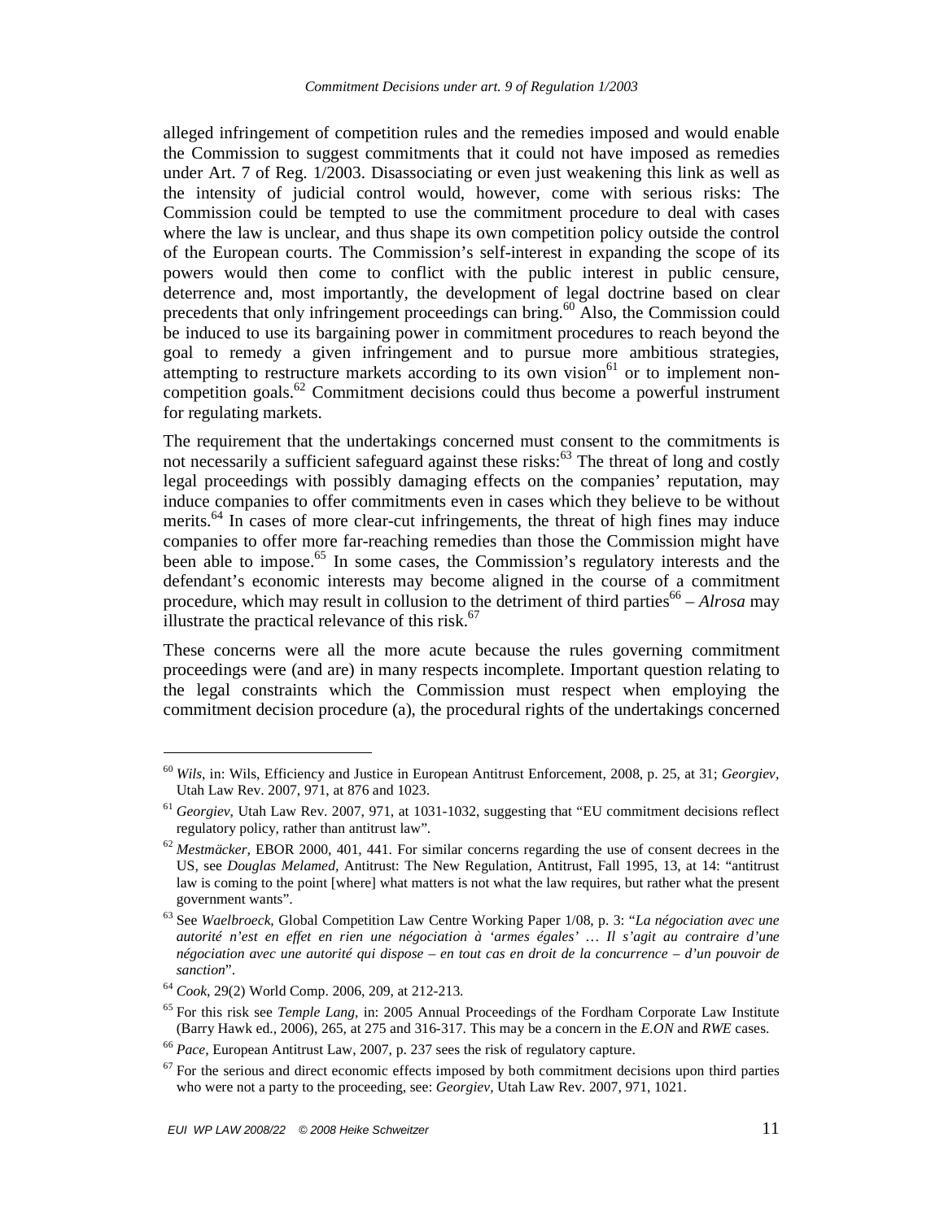alleged infringement of competition rules and the remedies imposed and would enable the Commission to suggest commitments that it could not have imposed as remedies under Art. 7 of Reg. 1/2003. Disassociating or even just weakening this link as well as the intensity of judicial control would, however, come with serious risks: The Commission could be tempted to use the commitment procedure to deal with cases where the law is unclear, and thus shape its own competition policy outside the control of the European courts. The Commission's self-interest in expanding the scope of its powers would then come to conflict with the public interest in public censure, deterrence and, most importantly, the development of legal doctrine based on clear precedents that only infringement proceedings can bring.[60] Also, the Commission could be induced to use its bargaining power in commitment procedures to reach beyond the goal to remedy a given infringement and to pursue more ambitious strategies, attempting to restructure markets according to its own vision[61] or to implement non-competition goals.[62] Commitment decisions could thus become a powerful instrument for regulating markets.

The requirement that the undertakings concerned must consent to the commitments is not necessarily a sufficient safeguard against these risks:[63] The threat of long and costly legal proceedings with possibly damaging effects on the companies' reputation, may induce companies to offer commitments even in cases which they believe to be without merits.[64] In cases of more clear-cut infringements, the threat of high fines may induce companies to offer more far-reaching remedies than those the Commission might have been able to impose.[65] In some cases, the Commission's regulatory interests and the defendant's economic interests may become aligned in the course of a commitment procedure, which may result in collusion to the detriment of third parties[66] – *Alrosa* may illustrate the practical relevance of this risk.[67]

These concerns were all the more acute because the rules governing commitment proceedings were (and are) in many respects incomplete. Important question relating to the legal constraints which the Commission must respect when employing the commitment decision procedure (a), the procedural rights of the undertakings concerned

---

[60] *Wils*, in: Wils, Efficiency and Justice in European Antitrust Enforcement, 2008, p. 25, at 31; *Georgiev*, Utah Law Rev. 2007, 971, at 876 and 1023.

[61] *Georgiev*, Utah Law Rev. 2007, 971, at 1031-1032, suggesting that "EU commitment decisions reflect regulatory policy, rather than antitrust law".

[62] *Mestmäcker*, EBOR 2000, 401, 441. For similar concerns regarding the use of consent decrees in the US, see *Douglas Melamed*, Antitrust: The New Regulation, Antitrust, Fall 1995, 13, at 14: "antitrust law is coming to the point [where] what matters is not what the law requires, but rather what the present government wants".

[63] See *Waelbroeck*, Global Competition Law Centre Working Paper 1/08, p. 3: "*La négociation avec une autorité n'est en effet en rien une négociation à 'armes égales' … Il s'agit au contraire d'une négociation avec une autorité qui dispose – en tout cas en droit de la concurrence – d'un pouvoir de sanction*".

[64] *Cook*, 29(2) World Comp. 2006, 209, at 212-213.

[65] For this risk see *Temple Lang*, in: 2005 Annual Proceedings of the Fordham Corporate Law Institute (Barry Hawk ed., 2006), 265, at 275 and 316-317. This may be a concern in the *E.ON* and *RWE* cases.

[66] *Pace*, European Antitrust Law, 2007, p. 237 sees the risk of regulatory capture.

[67] For the serious and direct economic effects imposed by both commitment decisions upon third parties who were not a party to the proceeding, see: *Georgiev*, Utah Law Rev. 2007, 971, 1021.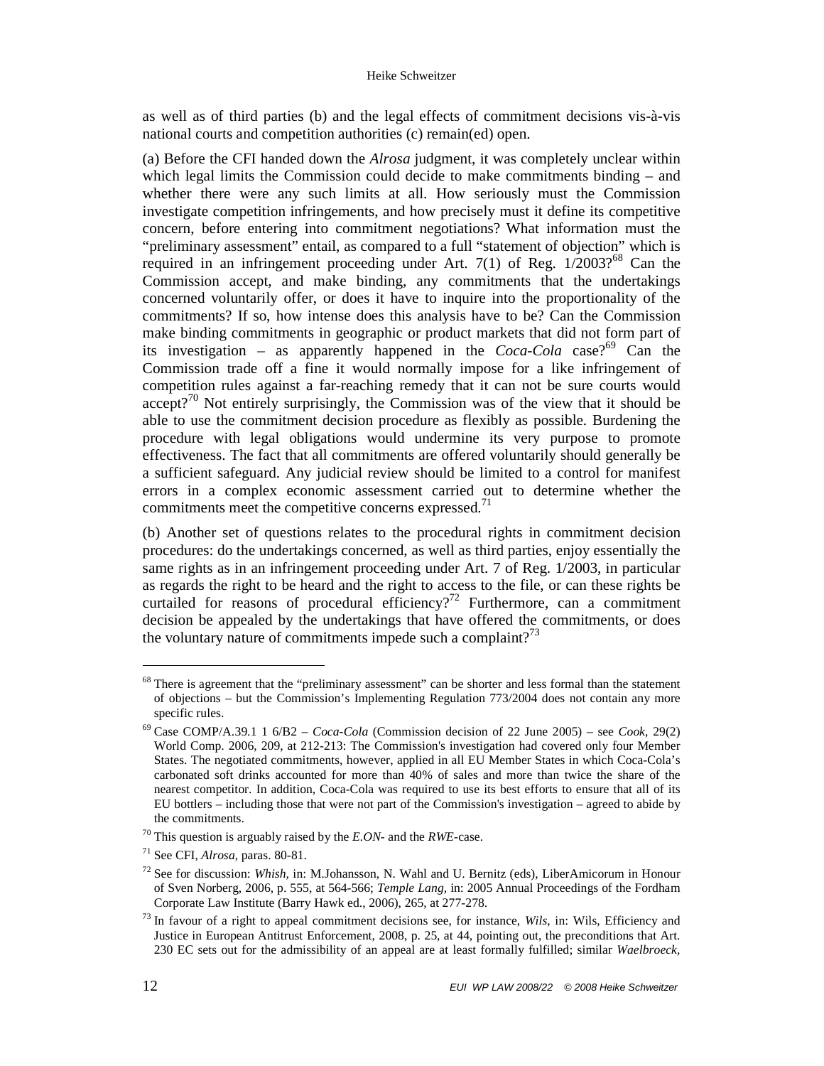as well as of third parties (b) and the legal effects of commitment decisions vis-à-vis national courts and competition authorities (c) remain(ed) open.

(a) Before the CFI handed down the *Alrosa* judgment, it was completely unclear within which legal limits the Commission could decide to make commitments binding – and whether there were any such limits at all. How seriously must the Commission investigate competition infringements, and how precisely must it define its competitive concern, before entering into commitment negotiations? What information must the "preliminary assessment" entail, as compared to a full "statement of objection" which is required in an infringement proceeding under Art. 7(1) of Reg. 1/2003?[68] Can the Commission accept, and make binding, any commitments that the undertakings concerned voluntarily offer, or does it have to inquire into the proportionality of the commitments? If so, how intense does this analysis have to be? Can the Commission make binding commitments in geographic or product markets that did not form part of its investigation – as apparently happened in the *Coca-Cola* case?[69] Can the Commission trade off a fine it would normally impose for a like infringement of competition rules against a far-reaching remedy that it can not be sure courts would accept?[70] Not entirely surprisingly, the Commission was of the view that it should be able to use the commitment decision procedure as flexibly as possible. Burdening the procedure with legal obligations would undermine its very purpose to promote effectiveness. The fact that all commitments are offered voluntarily should generally be a sufficient safeguard. Any judicial review should be limited to a control for manifest errors in a complex economic assessment carried out to determine whether the commitments meet the competitive concerns expressed.[71]

(b) Another set of questions relates to the procedural rights in commitment decision procedures: do the undertakings concerned, as well as third parties, enjoy essentially the same rights as in an infringement proceeding under Art. 7 of Reg. 1/2003, in particular as regards the right to be heard and the right to access to the file, or can these rights be curtailed for reasons of procedural efficiency?[72] Furthermore, can a commitment decision be appealed by the undertakings that have offered the commitments, or does the voluntary nature of commitments impede such a complaint?[73]

---

[68] There is agreement that the "preliminary assessment" can be shorter and less formal than the statement of objections – but the Commission's Implementing Regulation 773/2004 does not contain any more specific rules.

[69] Case COMP/A.39.1 1 6/B2 – *Coca-Cola* (Commission decision of 22 June 2005) – see *Cook*, 29(2) World Comp. 2006, 209, at 212-213: The Commission's investigation had covered only four Member States. The negotiated commitments, however, applied in all EU Member States in which Coca-Cola's carbonated soft drinks accounted for more than 40% of sales and more than twice the share of the nearest competitor. In addition, Coca-Cola was required to use its best efforts to ensure that all of its EU bottlers – including those that were not part of the Commission's investigation – agreed to abide by the commitments.

[70] This question is arguably raised by the *E.ON*- and the *RWE*-case.

[71] See CFI, *Alrosa,* paras. 80-81.

[72] See for discussion: *Whish,* in: M.Johansson, N. Wahl and U. Bernitz (eds), LiberAmicorum in Honour of Sven Norberg, 2006, p. 555, at 564-566; *Temple Lang,* in: 2005 Annual Proceedings of the Fordham Corporate Law Institute (Barry Hawk ed., 2006), 265, at 277-278.

[73] In favour of a right to appeal commitment decisions see, for instance, *Wils*, in: Wils, Efficiency and Justice in European Antitrust Enforcement, 2008, p. 25, at 44, pointing out, the preconditions that Art. 230 EC sets out for the admissibility of an appeal are at least formally fulfilled; similar *Waelbroeck*,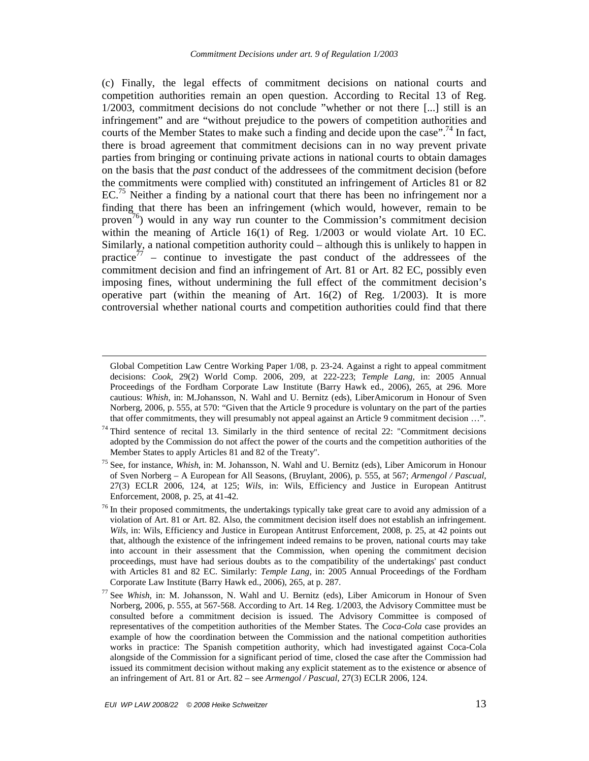(c) Finally, the legal effects of commitment decisions on national courts and competition authorities remain an open question. According to Recital 13 of Reg. 1/2003, commitment decisions do not conclude "whether or not there [...] still is an infringement" and are "without prejudice to the powers of competition authorities and courts of the Member States to make such a finding and decide upon the case".[74] In fact, there is broad agreement that commitment decisions can in no way prevent private parties from bringing or continuing private actions in national courts to obtain damages on the basis that the *past* conduct of the addressees of the commitment decision (before the commitments were complied with) constituted an infringement of Articles 81 or 82 EC.[75] Neither a finding by a national court that there has been no infringement nor a finding that there has been an infringement (which would, however, remain to be proven[76]) would in any way run counter to the Commission's commitment decision within the meaning of Article 16(1) of Reg. 1/2003 or would violate Art. 10 EC. Similarly, a national competition authority could – although this is unlikely to happen in practice[77] – continue to investigate the past conduct of the addressees of the commitment decision and find an infringement of Art. 81 or Art. 82 EC, possibly even imposing fines, without undermining the full effect of the commitment decision's operative part (within the meaning of Art. 16(2) of Reg. 1/2003). It is more controversial whether national courts and competition authorities could find that there

---

Global Competition Law Centre Working Paper 1/08, p. 23-24. Against a right to appeal commitment decisions: *Cook*, 29(2) World Comp. 2006, 209, at 222-223; *Temple Lang*, in: 2005 Annual Proceedings of the Fordham Corporate Law Institute (Barry Hawk ed., 2006), 265, at 296. More cautious: *Whish*, in: M.Johansson, N. Wahl and U. Bernitz (eds), LiberAmicorum in Honour of Sven Norberg, 2006, p. 555, at 570: "Given that the Article 9 procedure is voluntary on the part of the parties that offer commitments, they will presumably not appeal against an Article 9 commitment decision …".

[74] Third sentence of recital 13. Similarly in the third sentence of recital 22: "Commitment decisions adopted by the Commission do not affect the power of the courts and the competition authorities of the Member States to apply Articles 81 and 82 of the Treaty".

[75] See, for instance, *Whish*, in: M. Johansson, N. Wahl and U. Bernitz (eds), Liber Amicorum in Honour of Sven Norberg – A European for All Seasons, (Bruylant, 2006), p. 555, at 567; *Armengol / Pascual*, 27(3) ECLR 2006, 124, at 125; *Wils*, in: Wils, Efficiency and Justice in European Antitrust Enforcement, 2008, p. 25, at 41-42.

[76] In their proposed commitments, the undertakings typically take great care to avoid any admission of a violation of Art. 81 or Art. 82. Also, the commitment decision itself does not establish an infringement. *Wils*, in: Wils, Efficiency and Justice in European Antitrust Enforcement, 2008, p. 25, at 42 points out that, although the existence of the infringement indeed remains to be proven, national courts may take into account in their assessment that the Commission, when opening the commitment decision proceedings, must have had serious doubts as to the compatibility of the undertakings' past conduct with Articles 81 and 82 EC. Similarly: *Temple Lang*, in: 2005 Annual Proceedings of the Fordham Corporate Law Institute (Barry Hawk ed., 2006), 265, at p. 287.

[77] See *Whish*, in: M. Johansson, N. Wahl and U. Bernitz (eds), Liber Amicorum in Honour of Sven Norberg, 2006, p. 555, at 567-568. According to Art. 14 Reg. 1/2003, the Advisory Committee must be consulted before a commitment decision is issued. The Advisory Committee is composed of representatives of the competition authorities of the Member States. The *Coca-Cola* case provides an example of how the coordination between the Commission and the national competition authorities works in practice: The Spanish competition authority, which had investigated against Coca-Cola alongside of the Commission for a significant period of time, closed the case after the Commission had issued its commitment decision without making any explicit statement as to the existence or absence of an infringement of Art. 81 or Art. 82 – see *Armengol / Pascual*, 27(3) ECLR 2006, 124.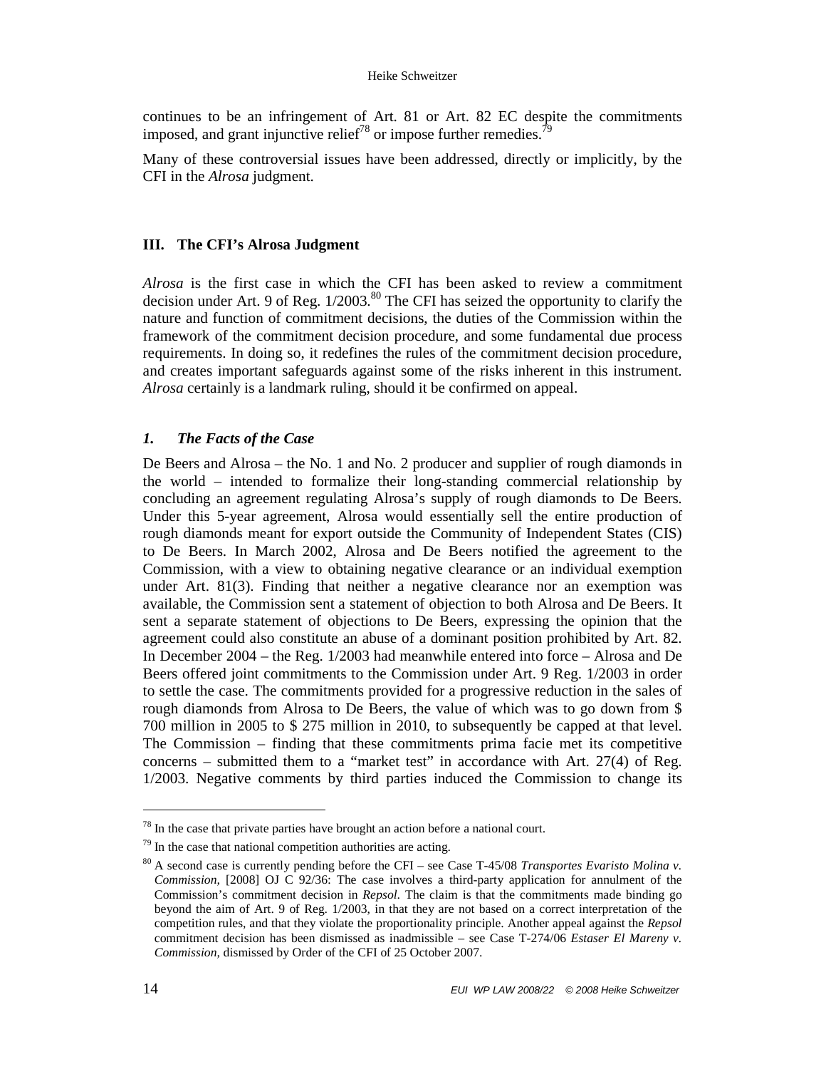continues to be an infringement of Art. 81 or Art. 82 EC despite the commitments imposed, and grant injunctive relief[78] or impose further remedies.[79]

Many of these controversial issues have been addressed, directly or implicitly, by the CFI in the *Alrosa* judgment.

## III. The CFI's Alrosa Judgment

*Alrosa* is the first case in which the CFI has been asked to review a commitment decision under Art. 9 of Reg. 1/2003.[80] The CFI has seized the opportunity to clarify the nature and function of commitment decisions, the duties of the Commission within the framework of the commitment decision procedure, and some fundamental due process requirements. In doing so, it redefines the rules of the commitment decision procedure, and creates important safeguards against some of the risks inherent in this instrument. *Alrosa* certainly is a landmark ruling, should it be confirmed on appeal.

### *1. The Facts of the Case*

De Beers and Alrosa – the No. 1 and No. 2 producer and supplier of rough diamonds in the world – intended to formalize their long-standing commercial relationship by concluding an agreement regulating Alrosa's supply of rough diamonds to De Beers. Under this 5-year agreement, Alrosa would essentially sell the entire production of rough diamonds meant for export outside the Community of Independent States (CIS) to De Beers. In March 2002, Alrosa and De Beers notified the agreement to the Commission, with a view to obtaining negative clearance or an individual exemption under Art. 81(3). Finding that neither a negative clearance nor an exemption was available, the Commission sent a statement of objection to both Alrosa and De Beers. It sent a separate statement of objections to De Beers, expressing the opinion that the agreement could also constitute an abuse of a dominant position prohibited by Art. 82. In December 2004 – the Reg. 1/2003 had meanwhile entered into force – Alrosa and De Beers offered joint commitments to the Commission under Art. 9 Reg. 1/2003 in order to settle the case. The commitments provided for a progressive reduction in the sales of rough diamonds from Alrosa to De Beers, the value of which was to go down from $ 700 million in 2005 to $ 275 million in 2010, to subsequently be capped at that level. The Commission – finding that these commitments prima facie met its competitive concerns – submitted them to a "market test" in accordance with Art. 27(4) of Reg. 1/2003. Negative comments by third parties induced the Commission to change its

---

[78] In the case that private parties have brought an action before a national court.

[79] In the case that national competition authorities are acting.

[80] A second case is currently pending before the CFI – see Case T-45/08 *Transportes Evaristo Molina v. Commission*, [2008] OJ C 92/36: The case involves a third-party application for annulment of the Commission's commitment decision in *Repsol*. The claim is that the commitments made binding go beyond the aim of Art. 9 of Reg. 1/2003, in that they are not based on a correct interpretation of the competition rules, and that they violate the proportionality principle. Another appeal against the *Repsol* commitment decision has been dismissed as inadmissible – see Case T-274/06 *Estaser El Mareny v. Commission*, dismissed by Order of the CFI of 25 October 2007.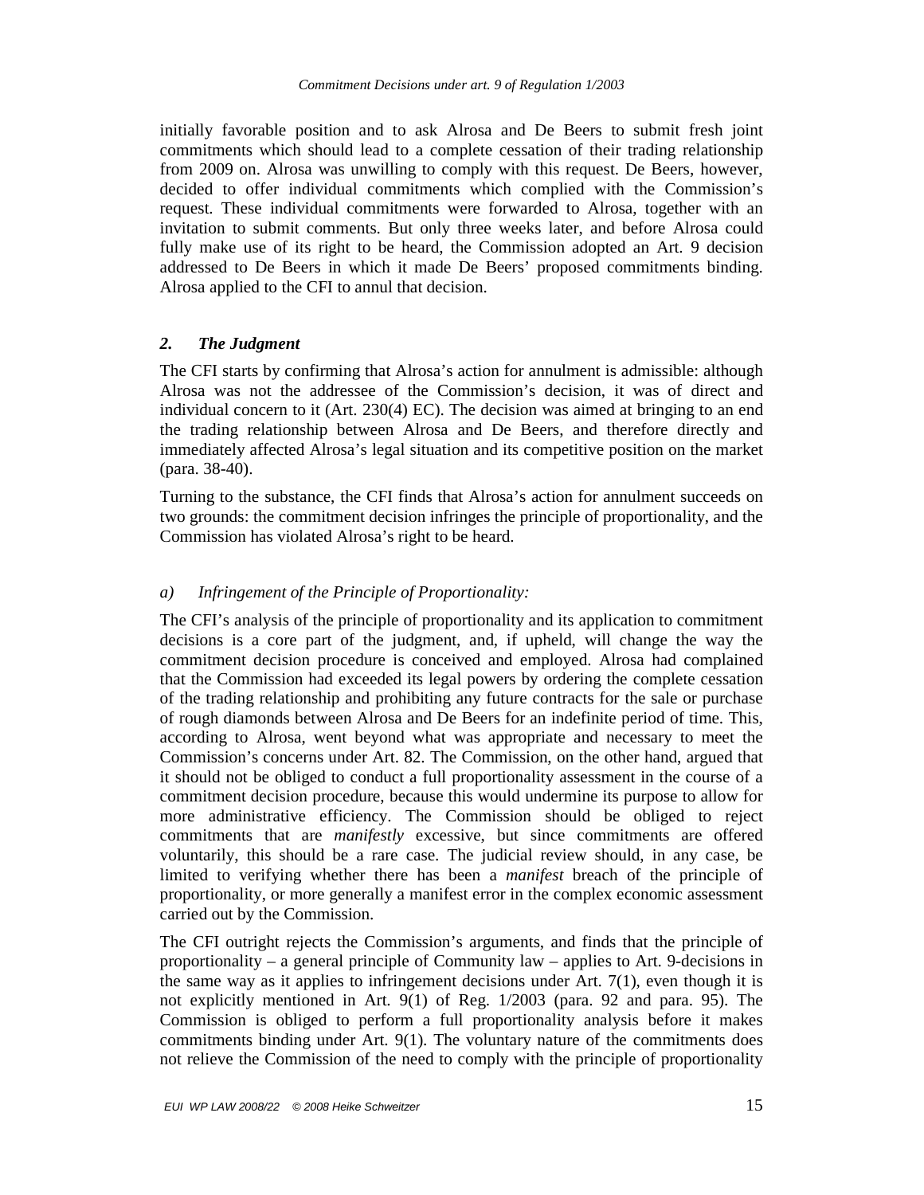initially favorable position and to ask Alrosa and De Beers to submit fresh joint commitments which should lead to a complete cessation of their trading relationship from 2009 on. Alrosa was unwilling to comply with this request. De Beers, however, decided to offer individual commitments which complied with the Commission's request. These individual commitments were forwarded to Alrosa, together with an invitation to submit comments. But only three weeks later, and before Alrosa could fully make use of its right to be heard, the Commission adopted an Art. 9 decision addressed to De Beers in which it made De Beers' proposed commitments binding. Alrosa applied to the CFI to annul that decision.

### *2. The Judgment*

The CFI starts by confirming that Alrosa's action for annulment is admissible: although Alrosa was not the addressee of the Commission's decision, it was of direct and individual concern to it (Art. 230(4) EC). The decision was aimed at bringing to an end the trading relationship between Alrosa and De Beers, and therefore directly and immediately affected Alrosa's legal situation and its competitive position on the market (para. 38-40).

Turning to the substance, the CFI finds that Alrosa's action for annulment succeeds on two grounds: the commitment decision infringes the principle of proportionality, and the Commission has violated Alrosa's right to be heard.

#### *a) Infringement of the Principle of Proportionality:*

The CFI's analysis of the principle of proportionality and its application to commitment decisions is a core part of the judgment, and, if upheld, will change the way the commitment decision procedure is conceived and employed. Alrosa had complained that the Commission had exceeded its legal powers by ordering the complete cessation of the trading relationship and prohibiting any future contracts for the sale or purchase of rough diamonds between Alrosa and De Beers for an indefinite period of time. This, according to Alrosa, went beyond what was appropriate and necessary to meet the Commission's concerns under Art. 82. The Commission, on the other hand, argued that it should not be obliged to conduct a full proportionality assessment in the course of a commitment decision procedure, because this would undermine its purpose to allow for more administrative efficiency. The Commission should be obliged to reject commitments that are *manifestly* excessive, but since commitments are offered voluntarily, this should be a rare case. The judicial review should, in any case, be limited to verifying whether there has been a *manifest* breach of the principle of proportionality, or more generally a manifest error in the complex economic assessment carried out by the Commission.

The CFI outright rejects the Commission's arguments, and finds that the principle of proportionality – a general principle of Community law – applies to Art. 9-decisions in the same way as it applies to infringement decisions under Art. 7(1), even though it is not explicitly mentioned in Art. 9(1) of Reg. 1/2003 (para. 92 and para. 95). The Commission is obliged to perform a full proportionality analysis before it makes commitments binding under Art. 9(1). The voluntary nature of the commitments does not relieve the Commission of the need to comply with the principle of proportionality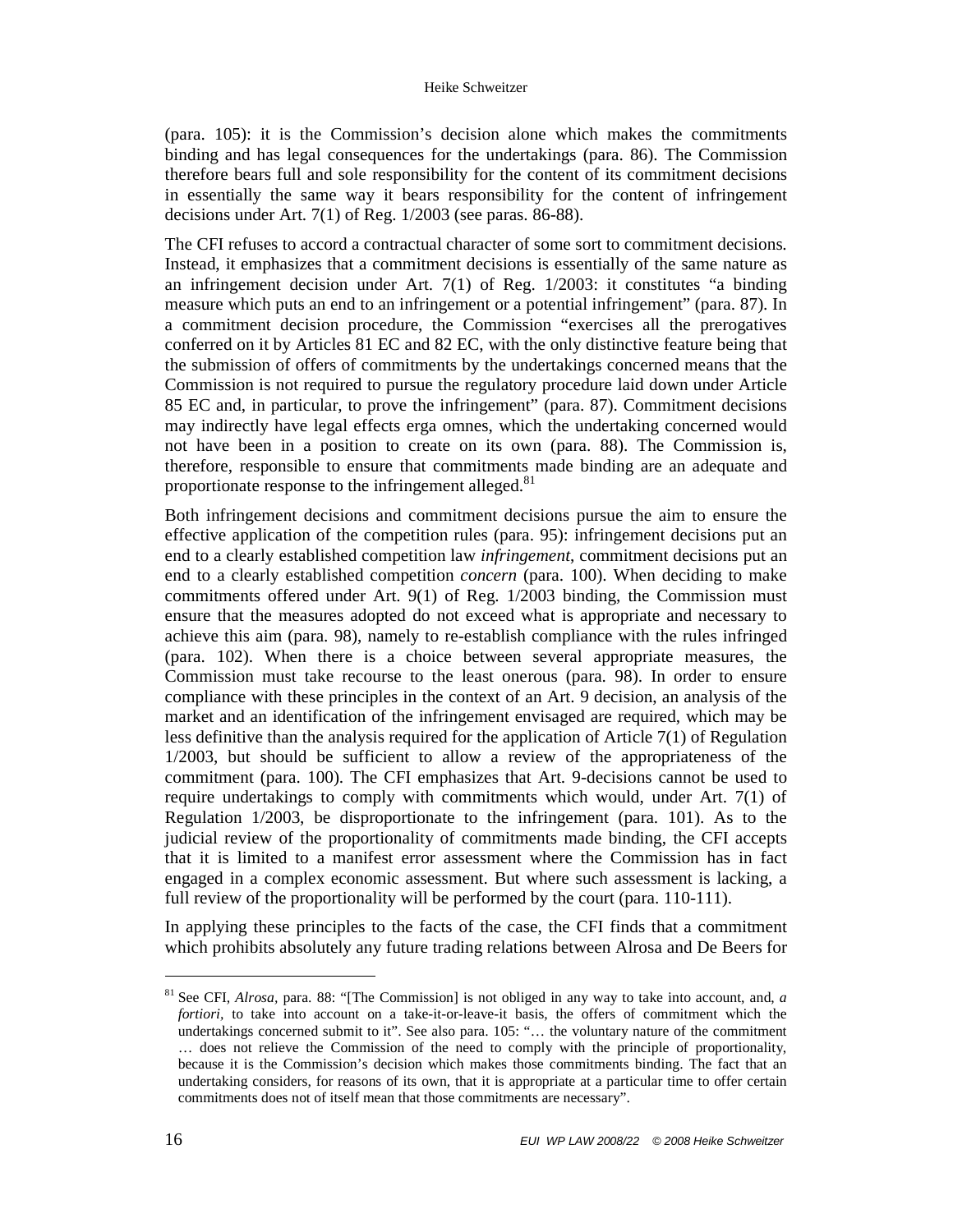(para. 105): it is the Commission's decision alone which makes the commitments binding and has legal consequences for the undertakings (para. 86). The Commission therefore bears full and sole responsibility for the content of its commitment decisions in essentially the same way it bears responsibility for the content of infringement decisions under Art. 7(1) of Reg. 1/2003 (see paras. 86-88).

The CFI refuses to accord a contractual character of some sort to commitment decisions. Instead, it emphasizes that a commitment decisions is essentially of the same nature as an infringement decision under Art. 7(1) of Reg. 1/2003: it constitutes "a binding measure which puts an end to an infringement or a potential infringement" (para. 87). In a commitment decision procedure, the Commission "exercises all the prerogatives conferred on it by Articles 81 EC and 82 EC, with the only distinctive feature being that the submission of offers of commitments by the undertakings concerned means that the Commission is not required to pursue the regulatory procedure laid down under Article 85 EC and, in particular, to prove the infringement" (para. 87). Commitment decisions may indirectly have legal effects erga omnes, which the undertaking concerned would not have been in a position to create on its own (para. 88). The Commission is, therefore, responsible to ensure that commitments made binding are an adequate and proportionate response to the infringement alleged.[81]

Both infringement decisions and commitment decisions pursue the aim to ensure the effective application of the competition rules (para. 95): infringement decisions put an end to a clearly established competition law *infringement*, commitment decisions put an end to a clearly established competition *concern* (para. 100). When deciding to make commitments offered under Art. 9(1) of Reg. 1/2003 binding, the Commission must ensure that the measures adopted do not exceed what is appropriate and necessary to achieve this aim (para. 98), namely to re-establish compliance with the rules infringed (para. 102). When there is a choice between several appropriate measures, the Commission must take recourse to the least onerous (para. 98). In order to ensure compliance with these principles in the context of an Art. 9 decision, an analysis of the market and an identification of the infringement envisaged are required, which may be less definitive than the analysis required for the application of Article 7(1) of Regulation 1/2003, but should be sufficient to allow a review of the appropriateness of the commitment (para. 100). The CFI emphasizes that Art. 9-decisions cannot be used to require undertakings to comply with commitments which would, under Art. 7(1) of Regulation 1/2003, be disproportionate to the infringement (para. 101). As to the judicial review of the proportionality of commitments made binding, the CFI accepts that it is limited to a manifest error assessment where the Commission has in fact engaged in a complex economic assessment. But where such assessment is lacking, a full review of the proportionality will be performed by the court (para. 110-111).

In applying these principles to the facts of the case, the CFI finds that a commitment which prohibits absolutely any future trading relations between Alrosa and De Beers for

---

[81] See CFI, *Alrosa*, para. 88: "[The Commission] is not obliged in any way to take into account, and, *a fortiori*, to take into account on a take-it-or-leave-it basis, the offers of commitment which the undertakings concerned submit to it". See also para. 105: "… the voluntary nature of the commitment … does not relieve the Commission of the need to comply with the principle of proportionality, because it is the Commission's decision which makes those commitments binding. The fact that an undertaking considers, for reasons of its own, that it is appropriate at a particular time to offer certain commitments does not of itself mean that those commitments are necessary".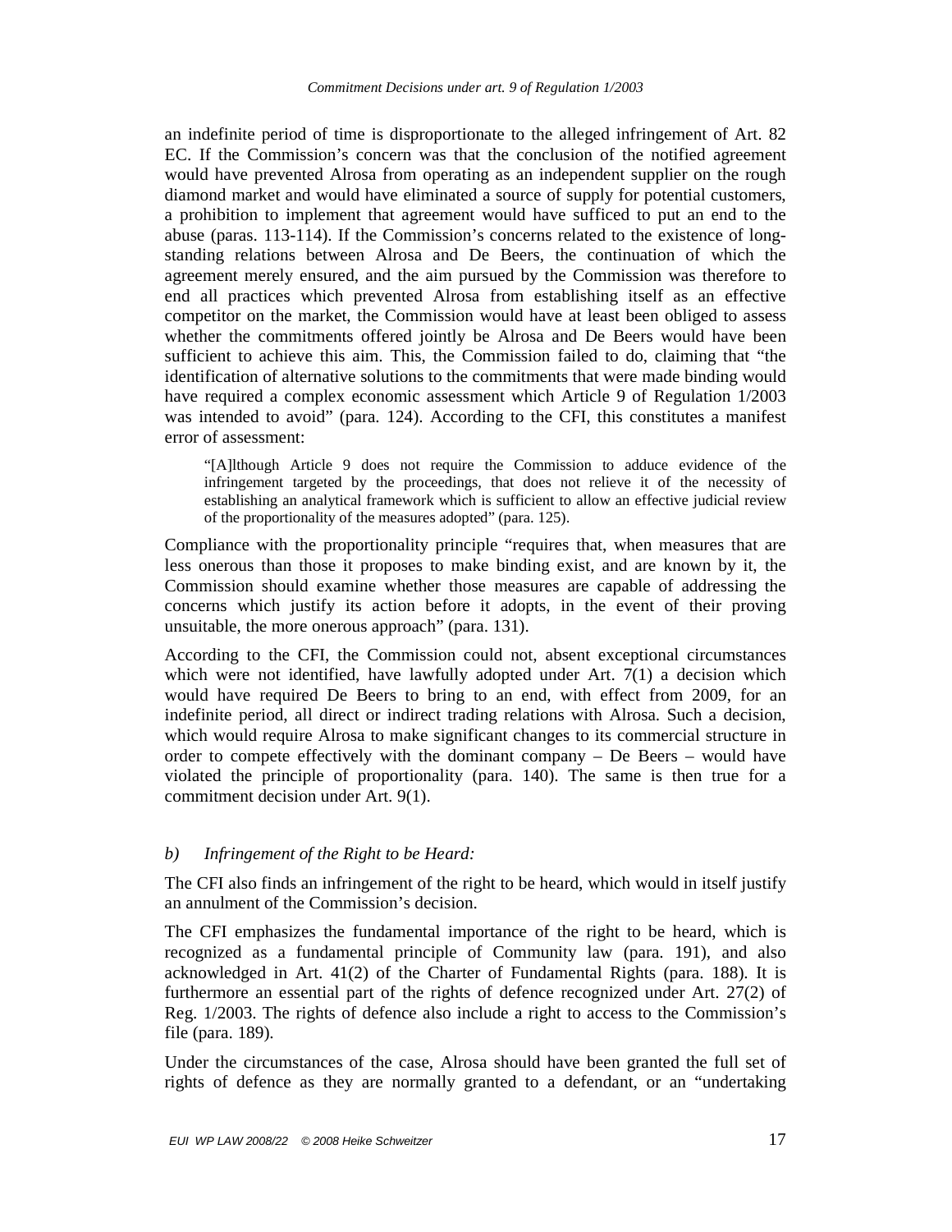an indefinite period of time is disproportionate to the alleged infringement of Art. 82 EC. If the Commission's concern was that the conclusion of the notified agreement would have prevented Alrosa from operating as an independent supplier on the rough diamond market and would have eliminated a source of supply for potential customers, a prohibition to implement that agreement would have sufficed to put an end to the abuse (paras. 113-114). If the Commission's concerns related to the existence of long-standing relations between Alrosa and De Beers, the continuation of which the agreement merely ensured, and the aim pursued by the Commission was therefore to end all practices which prevented Alrosa from establishing itself as an effective competitor on the market, the Commission would have at least been obliged to assess whether the commitments offered jointly be Alrosa and De Beers would have been sufficient to achieve this aim. This, the Commission failed to do, claiming that "the identification of alternative solutions to the commitments that were made binding would have required a complex economic assessment which Article 9 of Regulation 1/2003 was intended to avoid" (para. 124). According to the CFI, this constitutes a manifest error of assessment:

> "[A]lthough Article 9 does not require the Commission to adduce evidence of the infringement targeted by the proceedings, that does not relieve it of the necessity of establishing an analytical framework which is sufficient to allow an effective judicial review of the proportionality of the measures adopted" (para. 125).

Compliance with the proportionality principle "requires that, when measures that are less onerous than those it proposes to make binding exist, and are known by it, the Commission should examine whether those measures are capable of addressing the concerns which justify its action before it adopts, in the event of their proving unsuitable, the more onerous approach" (para. 131).

According to the CFI, the Commission could not, absent exceptional circumstances which were not identified, have lawfully adopted under Art. 7(1) a decision which would have required De Beers to bring to an end, with effect from 2009, for an indefinite period, all direct or indirect trading relations with Alrosa. Such a decision, which would require Alrosa to make significant changes to its commercial structure in order to compete effectively with the dominant company – De Beers – would have violated the principle of proportionality (para. 140). The same is then true for a commitment decision under Art. 9(1).

*b) Infringement of the Right to be Heard:*

The CFI also finds an infringement of the right to be heard, which would in itself justify an annulment of the Commission's decision.

The CFI emphasizes the fundamental importance of the right to be heard, which is recognized as a fundamental principle of Community law (para. 191), and also acknowledged in Art. 41(2) of the Charter of Fundamental Rights (para. 188). It is furthermore an essential part of the rights of defence recognized under Art. 27(2) of Reg. 1/2003. The rights of defence also include a right to access to the Commission's file (para. 189).

Under the circumstances of the case, Alrosa should have been granted the full set of rights of defence as they are normally granted to a defendant, or an "undertaking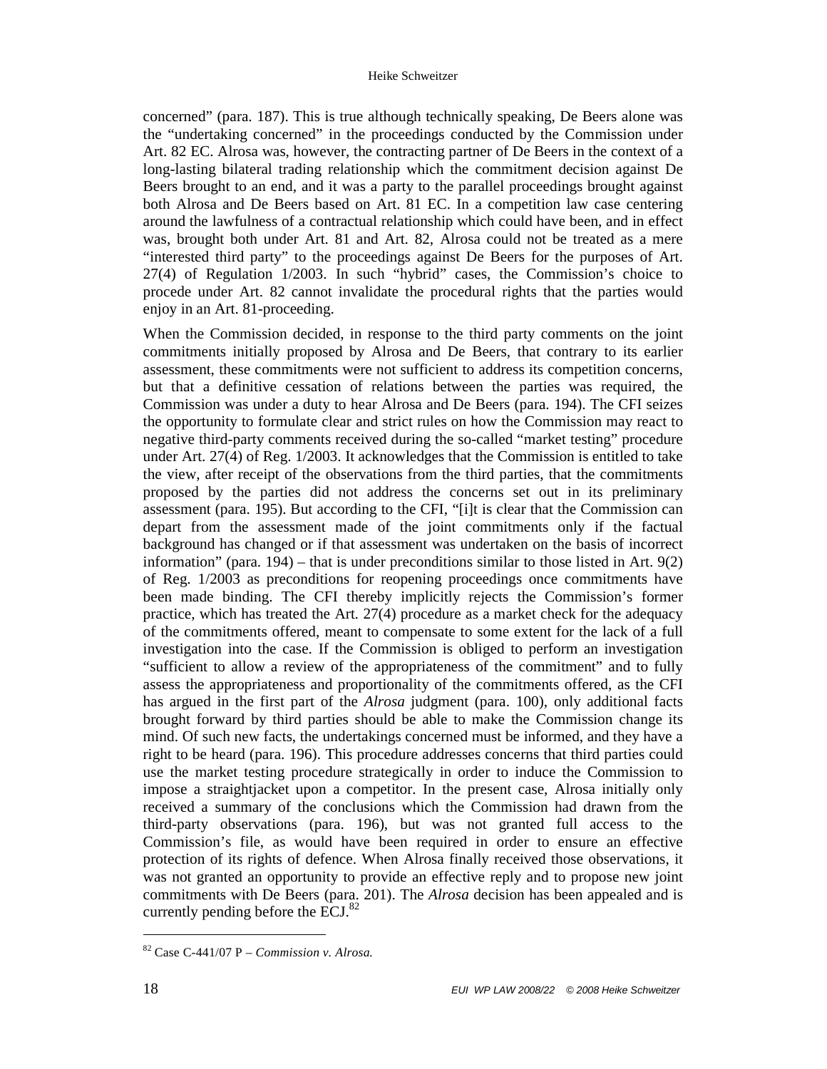concerned" (para. 187). This is true although technically speaking, De Beers alone was the "undertaking concerned" in the proceedings conducted by the Commission under Art. 82 EC. Alrosa was, however, the contracting partner of De Beers in the context of a long-lasting bilateral trading relationship which the commitment decision against De Beers brought to an end, and it was a party to the parallel proceedings brought against both Alrosa and De Beers based on Art. 81 EC. In a competition law case centering around the lawfulness of a contractual relationship which could have been, and in effect was, brought both under Art. 81 and Art. 82, Alrosa could not be treated as a mere "interested third party" to the proceedings against De Beers for the purposes of Art. 27(4) of Regulation 1/2003. In such "hybrid" cases, the Commission's choice to procede under Art. 82 cannot invalidate the procedural rights that the parties would enjoy in an Art. 81-proceeding.

When the Commission decided, in response to the third party comments on the joint commitments initially proposed by Alrosa and De Beers, that contrary to its earlier assessment, these commitments were not sufficient to address its competition concerns, but that a definitive cessation of relations between the parties was required, the Commission was under a duty to hear Alrosa and De Beers (para. 194). The CFI seizes the opportunity to formulate clear and strict rules on how the Commission may react to negative third-party comments received during the so-called "market testing" procedure under Art. 27(4) of Reg. 1/2003. It acknowledges that the Commission is entitled to take the view, after receipt of the observations from the third parties, that the commitments proposed by the parties did not address the concerns set out in its preliminary assessment (para. 195). But according to the CFI, "[i]t is clear that the Commission can depart from the assessment made of the joint commitments only if the factual background has changed or if that assessment was undertaken on the basis of incorrect information" (para. 194) – that is under preconditions similar to those listed in Art. 9(2) of Reg. 1/2003 as preconditions for reopening proceedings once commitments have been made binding. The CFI thereby implicitly rejects the Commission's former practice, which has treated the Art. 27(4) procedure as a market check for the adequacy of the commitments offered, meant to compensate to some extent for the lack of a full investigation into the case. If the Commission is obliged to perform an investigation "sufficient to allow a review of the appropriateness of the commitment" and to fully assess the appropriateness and proportionality of the commitments offered, as the CFI has argued in the first part of the *Alrosa* judgment (para. 100), only additional facts brought forward by third parties should be able to make the Commission change its mind. Of such new facts, the undertakings concerned must be informed, and they have a right to be heard (para. 196). This procedure addresses concerns that third parties could use the market testing procedure strategically in order to induce the Commission to impose a straightjacket upon a competitor. In the present case, Alrosa initially only received a summary of the conclusions which the Commission had drawn from the third-party observations (para. 196), but was not granted full access to the Commission's file, as would have been required in order to ensure an effective protection of its rights of defence. When Alrosa finally received those observations, it was not granted an opportunity to provide an effective reply and to propose new joint commitments with De Beers (para. 201). The *Alrosa* decision has been appealed and is currently pending before the ECJ.[82]

---

[82] Case C-441/07 P – *Commission v. Alrosa.*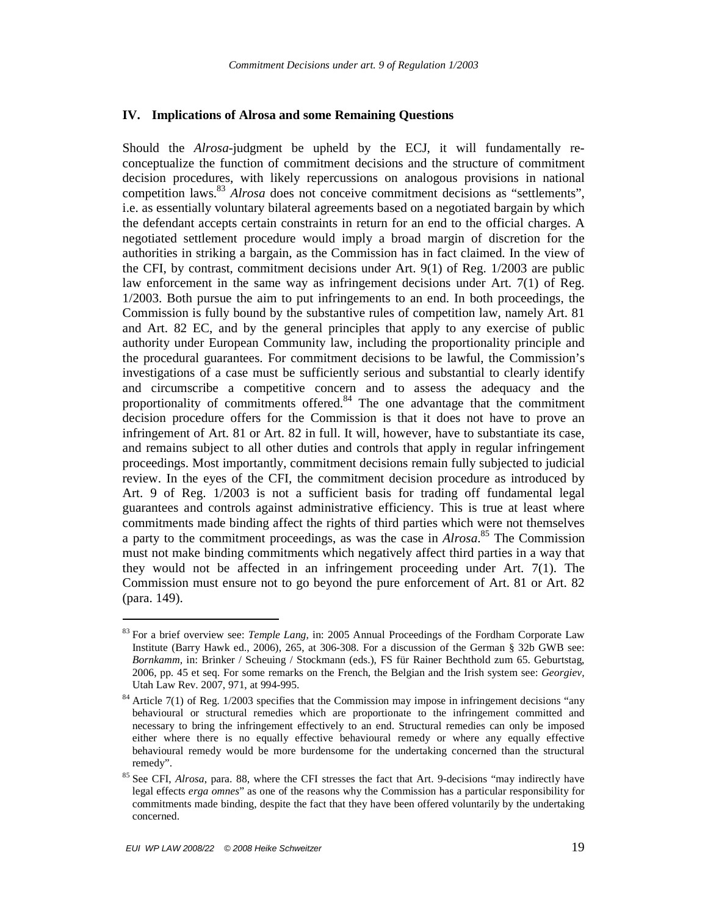## IV. Implications of Alrosa and some Remaining Questions

Should the *Alrosa*-judgment be upheld by the ECJ, it will fundamentally re-conceptualize the function of commitment decisions and the structure of commitment decision procedures, with likely repercussions on analogous provisions in national competition laws.[83] *Alrosa* does not conceive commitment decisions as "settlements", i.e. as essentially voluntary bilateral agreements based on a negotiated bargain by which the defendant accepts certain constraints in return for an end to the official charges. A negotiated settlement procedure would imply a broad margin of discretion for the authorities in striking a bargain, as the Commission has in fact claimed. In the view of the CFI, by contrast, commitment decisions under Art. 9(1) of Reg. 1/2003 are public law enforcement in the same way as infringement decisions under Art. 7(1) of Reg. 1/2003. Both pursue the aim to put infringements to an end. In both proceedings, the Commission is fully bound by the substantive rules of competition law, namely Art. 81 and Art. 82 EC, and by the general principles that apply to any exercise of public authority under European Community law, including the proportionality principle and the procedural guarantees. For commitment decisions to be lawful, the Commission's investigations of a case must be sufficiently serious and substantial to clearly identify and circumscribe a competitive concern and to assess the adequacy and the proportionality of commitments offered.[84] The one advantage that the commitment decision procedure offers for the Commission is that it does not have to prove an infringement of Art. 81 or Art. 82 in full. It will, however, have to substantiate its case, and remains subject to all other duties and controls that apply in regular infringement proceedings. Most importantly, commitment decisions remain fully subjected to judicial review. In the eyes of the CFI, the commitment decision procedure as introduced by Art. 9 of Reg. 1/2003 is not a sufficient basis for trading off fundamental legal guarantees and controls against administrative efficiency. This is true at least where commitments made binding affect the rights of third parties which were not themselves a party to the commitment proceedings, as was the case in *Alrosa*.[85] The Commission must not make binding commitments which negatively affect third parties in a way that they would not be affected in an infringement proceeding under Art. 7(1). The Commission must ensure not to go beyond the pure enforcement of Art. 81 or Art. 82 (para. 149).

---

[83] For a brief overview see: *Temple Lang*, in: 2005 Annual Proceedings of the Fordham Corporate Law Institute (Barry Hawk ed., 2006), 265, at 306-308. For a discussion of the German § 32b GWB see: *Bornkamm*, in: Brinker / Scheuing / Stockmann (eds.), FS für Rainer Bechthold zum 65. Geburtstag, 2006, pp. 45 et seq. For some remarks on the French, the Belgian and the Irish system see: *Georgiev*, Utah Law Rev. 2007, 971, at 994-995.

[84] Article 7(1) of Reg. 1/2003 specifies that the Commission may impose in infringement decisions "any behavioural or structural remedies which are proportionate to the infringement committed and necessary to bring the infringement effectively to an end. Structural remedies can only be imposed either where there is no equally effective behavioural remedy or where any equally effective behavioural remedy would be more burdensome for the undertaking concerned than the structural remedy".

[85] See CFI, *Alrosa*, para. 88, where the CFI stresses the fact that Art. 9-decisions "may indirectly have legal effects *erga omnes*" as one of the reasons why the Commission has a particular responsibility for commitments made binding, despite the fact that they have been offered voluntarily by the undertaking concerned.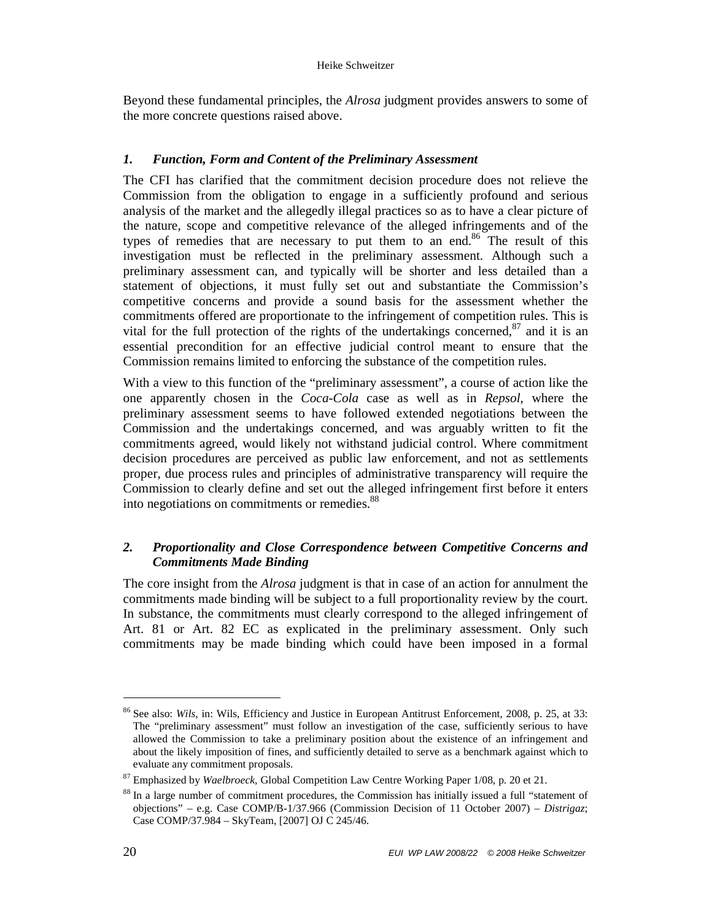Beyond these fundamental principles, the *Alrosa* judgment provides answers to some of the more concrete questions raised above.

### *1. Function, Form and Content of the Preliminary Assessment*

The CFI has clarified that the commitment decision procedure does not relieve the Commission from the obligation to engage in a sufficiently profound and serious analysis of the market and the allegedly illegal practices so as to have a clear picture of the nature, scope and competitive relevance of the alleged infringements and of the types of remedies that are necessary to put them to an end.[86] The result of this investigation must be reflected in the preliminary assessment. Although such a preliminary assessment can, and typically will be shorter and less detailed than a statement of objections, it must fully set out and substantiate the Commission's competitive concerns and provide a sound basis for the assessment whether the commitments offered are proportionate to the infringement of competition rules. This is vital for the full protection of the rights of the undertakings concerned,[87] and it is an essential precondition for an effective judicial control meant to ensure that the Commission remains limited to enforcing the substance of the competition rules.

With a view to this function of the "preliminary assessment", a course of action like the one apparently chosen in the *Coca-Cola* case as well as in *Repsol*, where the preliminary assessment seems to have followed extended negotiations between the Commission and the undertakings concerned, and was arguably written to fit the commitments agreed, would likely not withstand judicial control. Where commitment decision procedures are perceived as public law enforcement, and not as settlements proper, due process rules and principles of administrative transparency will require the Commission to clearly define and set out the alleged infringement first before it enters into negotiations on commitments or remedies.[88]

### *2. Proportionality and Close Correspondence between Competitive Concerns and Commitments Made Binding*

The core insight from the *Alrosa* judgment is that in case of an action for annulment the commitments made binding will be subject to a full proportionality review by the court. In substance, the commitments must clearly correspond to the alleged infringement of Art. 81 or Art. 82 EC as explicated in the preliminary assessment. Only such commitments may be made binding which could have been imposed in a formal

---

[86] See also: *Wils*, in: Wils, Efficiency and Justice in European Antitrust Enforcement, 2008, p. 25, at 33: The "preliminary assessment" must follow an investigation of the case, sufficiently serious to have allowed the Commission to take a preliminary position about the existence of an infringement and about the likely imposition of fines, and sufficiently detailed to serve as a benchmark against which to evaluate any commitment proposals.

[87] Emphasized by *Waelbroeck*, Global Competition Law Centre Working Paper 1/08, p. 20 et 21.

[88] In a large number of commitment procedures, the Commission has initially issued a full "statement of objections" – e.g. Case COMP/B-1/37.966 (Commission Decision of 11 October 2007) – *Distrigaz*; Case COMP/37.984 – SkyTeam, [2007] OJ C 245/46.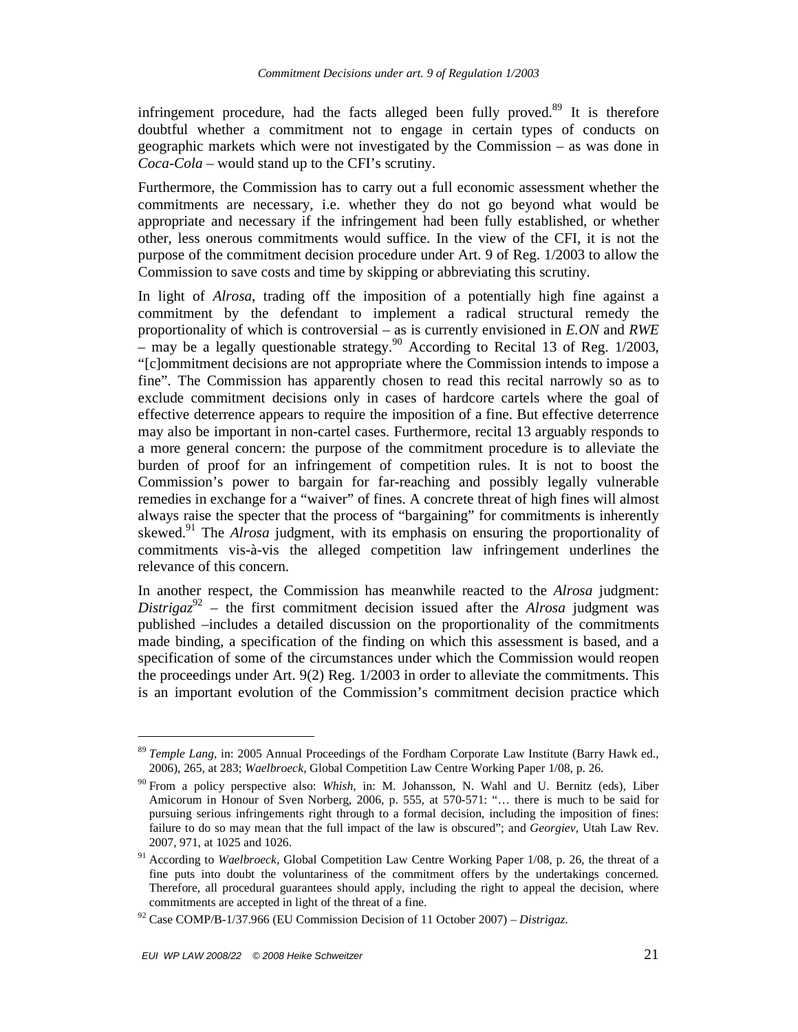infringement procedure, had the facts alleged been fully proved.[89] It is therefore doubtful whether a commitment not to engage in certain types of conducts on geographic markets which were not investigated by the Commission – as was done in *Coca-Cola* – would stand up to the CFI's scrutiny.

Furthermore, the Commission has to carry out a full economic assessment whether the commitments are necessary, i.e. whether they do not go beyond what would be appropriate and necessary if the infringement had been fully established, or whether other, less onerous commitments would suffice. In the view of the CFI, it is not the purpose of the commitment decision procedure under Art. 9 of Reg. 1/2003 to allow the Commission to save costs and time by skipping or abbreviating this scrutiny.

In light of *Alrosa*, trading off the imposition of a potentially high fine against a commitment by the defendant to implement a radical structural remedy the proportionality of which is controversial – as is currently envisioned in *E.ON* and *RWE* – may be a legally questionable strategy.[90] According to Recital 13 of Reg. 1/2003, "[c]ommitment decisions are not appropriate where the Commission intends to impose a fine". The Commission has apparently chosen to read this recital narrowly so as to exclude commitment decisions only in cases of hardcore cartels where the goal of effective deterrence appears to require the imposition of a fine. But effective deterrence may also be important in non-cartel cases. Furthermore, recital 13 arguably responds to a more general concern: the purpose of the commitment procedure is to alleviate the burden of proof for an infringement of competition rules. It is not to boost the Commission's power to bargain for far-reaching and possibly legally vulnerable remedies in exchange for a "waiver" of fines. A concrete threat of high fines will almost always raise the specter that the process of "bargaining" for commitments is inherently skewed.[91] The *Alrosa* judgment, with its emphasis on ensuring the proportionality of commitments vis-à-vis the alleged competition law infringement underlines the relevance of this concern.

In another respect, the Commission has meanwhile reacted to the *Alrosa* judgment: *Distrigaz*[92] – the first commitment decision issued after the *Alrosa* judgment was published –includes a detailed discussion on the proportionality of the commitments made binding, a specification of the finding on which this assessment is based, and a specification of some of the circumstances under which the Commission would reopen the proceedings under Art. 9(2) Reg. 1/2003 in order to alleviate the commitments. This is an important evolution of the Commission's commitment decision practice which

---

[89] *Temple Lang*, in: 2005 Annual Proceedings of the Fordham Corporate Law Institute (Barry Hawk ed., 2006), 265, at 283; *Waelbroeck*, Global Competition Law Centre Working Paper 1/08, p. 26.

[90] From a policy perspective also: *Whish*, in: M. Johansson, N. Wahl and U. Bernitz (eds), Liber Amicorum in Honour of Sven Norberg, 2006, p. 555, at 570-571: "… there is much to be said for pursuing serious infringements right through to a formal decision, including the imposition of fines: failure to do so may mean that the full impact of the law is obscured"; and *Georgiev*, Utah Law Rev. 2007, 971, at 1025 and 1026.

[91] According to *Waelbroeck*, Global Competition Law Centre Working Paper 1/08, p. 26, the threat of a fine puts into doubt the voluntariness of the commitment offers by the undertakings concerned. Therefore, all procedural guarantees should apply, including the right to appeal the decision, where commitments are accepted in light of the threat of a fine.

[92] Case COMP/B-1/37.966 (EU Commission Decision of 11 October 2007) – *Distrigaz*.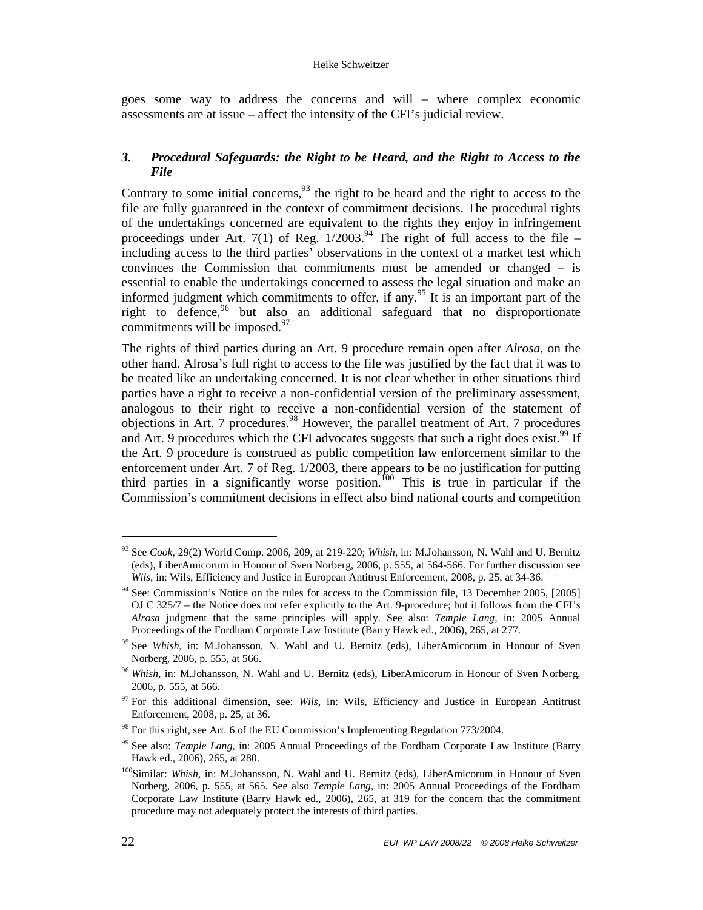goes some way to address the concerns and will – where complex economic assessments are at issue – affect the intensity of the CFI's judicial review.

### *3. Procedural Safeguards: the Right to be Heard, and the Right to Access to the File*

Contrary to some initial concerns,[93] the right to be heard and the right to access to the file are fully guaranteed in the context of commitment decisions. The procedural rights of the undertakings concerned are equivalent to the rights they enjoy in infringement proceedings under Art. 7(1) of Reg. 1/2003.[94] The right of full access to the file – including access to the third parties' observations in the context of a market test which convinces the Commission that commitments must be amended or changed – is essential to enable the undertakings concerned to assess the legal situation and make an informed judgment which commitments to offer, if any.[95] It is an important part of the right to defence,[96] but also an additional safeguard that no disproportionate commitments will be imposed.[97]

The rights of third parties during an Art. 9 procedure remain open after *Alrosa,* on the other hand. Alrosa's full right to access to the file was justified by the fact that it was to be treated like an undertaking concerned. It is not clear whether in other situations third parties have a right to receive a non-confidential version of the preliminary assessment, analogous to their right to receive a non-confidential version of the statement of objections in Art. 7 procedures.[98] However, the parallel treatment of Art. 7 procedures and Art. 9 procedures which the CFI advocates suggests that such a right does exist.[99] If the Art. 9 procedure is construed as public competition law enforcement similar to the enforcement under Art. 7 of Reg. 1/2003, there appears to be no justification for putting third parties in a significantly worse position.[100] This is true in particular if the Commission's commitment decisions in effect also bind national courts and competition

---

[93] See *Cook*, 29(2) World Comp. 2006, 209, at 219-220; *Whish*, in: M.Johansson, N. Wahl and U. Bernitz (eds), LiberAmicorum in Honour of Sven Norberg, 2006, p. 555, at 564-566. For further discussion see *Wils*, in: Wils, Efficiency and Justice in European Antitrust Enforcement, 2008, p. 25, at 34-36.

[94] See: Commission's Notice on the rules for access to the Commission file, 13 December 2005, [2005] OJ C 325/7 – the Notice does not refer explicitly to the Art. 9-procedure; but it follows from the CFI's *Alrosa* judgment that the same principles will apply. See also: *Temple Lang,* in: 2005 Annual Proceedings of the Fordham Corporate Law Institute (Barry Hawk ed., 2006), 265, at 277.

[95] See *Whish*, in: M.Johansson, N. Wahl and U. Bernitz (eds), LiberAmicorum in Honour of Sven Norberg, 2006, p. 555, at 566.

[96] *Whish*, in: M.Johansson, N. Wahl and U. Bernitz (eds), LiberAmicorum in Honour of Sven Norberg, 2006, p. 555, at 566.

[97] For this additional dimension, see: *Wils,* in: Wils, Efficiency and Justice in European Antitrust Enforcement, 2008, p. 25, at 36.

[98] For this right, see Art. 6 of the EU Commission's Implementing Regulation 773/2004.

[99] See also: *Temple Lang,* in: 2005 Annual Proceedings of the Fordham Corporate Law Institute (Barry Hawk ed., 2006), 265, at 280.

[100] Similar: *Whish*, in: M.Johansson, N. Wahl and U. Bernitz (eds), LiberAmicorum in Honour of Sven Norberg, 2006, p. 555, at 565. See also *Temple Lang*, in: 2005 Annual Proceedings of the Fordham Corporate Law Institute (Barry Hawk ed., 2006), 265, at 319 for the concern that the commitment procedure may not adequately protect the interests of third parties.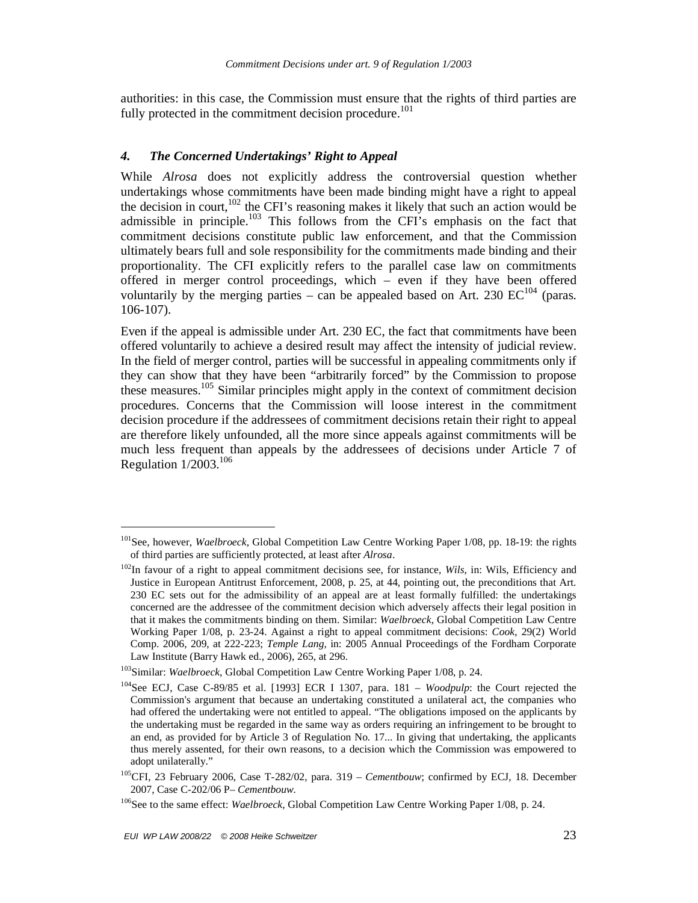authorities: in this case, the Commission must ensure that the rights of third parties are fully protected in the commitment decision procedure.[101]

### *4. The Concerned Undertakings' Right to Appeal*

While *Alrosa* does not explicitly address the controversial question whether undertakings whose commitments have been made binding might have a right to appeal the decision in court,[102] the CFI's reasoning makes it likely that such an action would be admissible in principle.[103] This follows from the CFI's emphasis on the fact that commitment decisions constitute public law enforcement, and that the Commission ultimately bears full and sole responsibility for the commitments made binding and their proportionality. The CFI explicitly refers to the parallel case law on commitments offered in merger control proceedings, which – even if they have been offered voluntarily by the merging parties – can be appealed based on Art. 230 EC[104] (paras. 106-107).

Even if the appeal is admissible under Art. 230 EC, the fact that commitments have been offered voluntarily to achieve a desired result may affect the intensity of judicial review. In the field of merger control, parties will be successful in appealing commitments only if they can show that they have been "arbitrarily forced" by the Commission to propose these measures.[105] Similar principles might apply in the context of commitment decision procedures. Concerns that the Commission will loose interest in the commitment decision procedure if the addressees of commitment decisions retain their right to appeal are therefore likely unfounded, all the more since appeals against commitments will be much less frequent than appeals by the addressees of decisions under Article 7 of Regulation 1/2003.[106]

---

[101] See, however, *Waelbroeck,* Global Competition Law Centre Working Paper 1/08, pp. 18-19: the rights of third parties are sufficiently protected, at least after *Alrosa*.

[102] In favour of a right to appeal commitment decisions see, for instance, *Wils*, in: Wils, Efficiency and Justice in European Antitrust Enforcement, 2008, p. 25, at 44, pointing out, the preconditions that Art. 230 EC sets out for the admissibility of an appeal are at least formally fulfilled: the undertakings concerned are the addressee of the commitment decision which adversely affects their legal position in that it makes the commitments binding on them. Similar: *Waelbroeck,* Global Competition Law Centre Working Paper 1/08, p. 23-24. Against a right to appeal commitment decisions: *Cook*, 29(2) World Comp. 2006, 209, at 222-223; *Temple Lang,* in: 2005 Annual Proceedings of the Fordham Corporate Law Institute (Barry Hawk ed., 2006), 265, at 296.

[103] Similar: *Waelbroeck,* Global Competition Law Centre Working Paper 1/08, p. 24.

[104] See ECJ, Case C-89/85 et al. [1993] ECR I 1307, para. 181 – *Woodpulp*: the Court rejected the Commission's argument that because an undertaking constituted a unilateral act, the companies who had offered the undertaking were not entitled to appeal. "The obligations imposed on the applicants by the undertaking must be regarded in the same way as orders requiring an infringement to be brought to an end, as provided for by Article 3 of Regulation No. 17... In giving that undertaking, the applicants thus merely assented, for their own reasons, to a decision which the Commission was empowered to adopt unilaterally."

[105] CFI, 23 February 2006, Case T-282/02, para. 319 – *Cementbouw*; confirmed by ECJ, 18. December 2007, Case C-202/06 P– *Cementbouw.*

[106] See to the same effect: *Waelbroeck,* Global Competition Law Centre Working Paper 1/08, p. 24.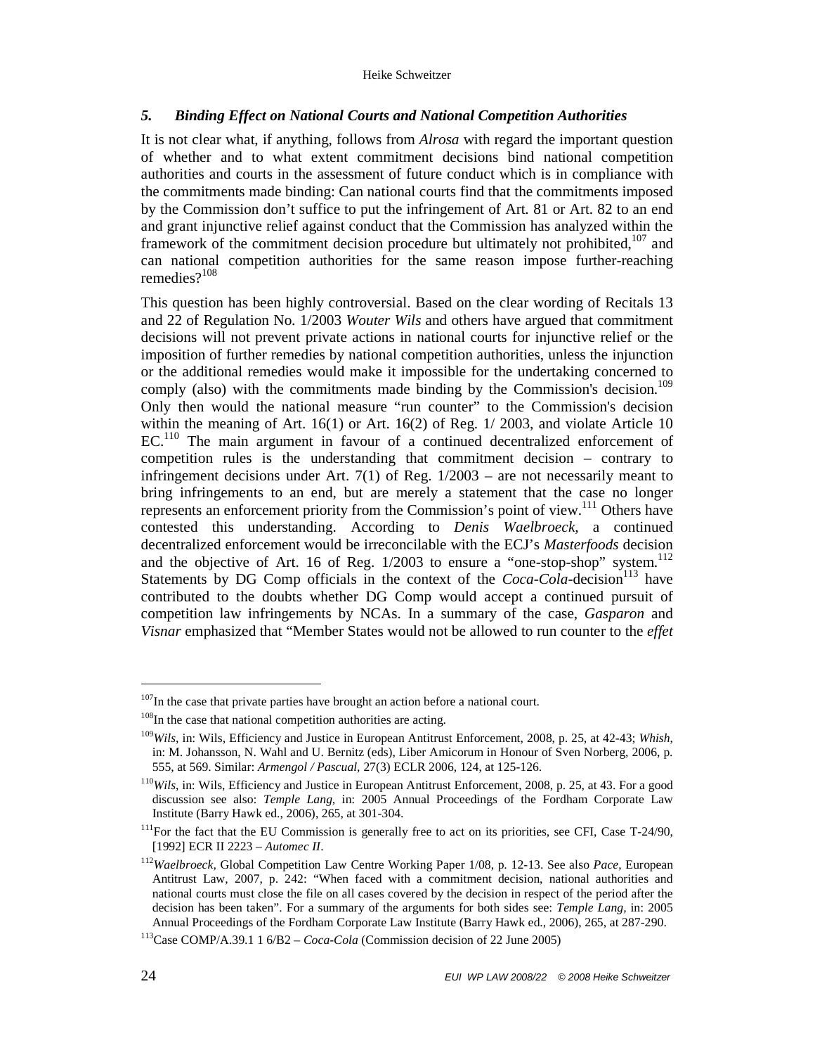### *5. Binding Effect on National Courts and National Competition Authorities*

It is not clear what, if anything, follows from *Alrosa* with regard the important question of whether and to what extent commitment decisions bind national competition authorities and courts in the assessment of future conduct which is in compliance with the commitments made binding: Can national courts find that the commitments imposed by the Commission don't suffice to put the infringement of Art. 81 or Art. 82 to an end and grant injunctive relief against conduct that the Commission has analyzed within the framework of the commitment decision procedure but ultimately not prohibited,[107] and can national competition authorities for the same reason impose further-reaching remedies?[108]

This question has been highly controversial. Based on the clear wording of Recitals 13 and 22 of Regulation No. 1/2003 *Wouter Wils* and others have argued that commitment decisions will not prevent private actions in national courts for injunctive relief or the imposition of further remedies by national competition authorities, unless the injunction or the additional remedies would make it impossible for the undertaking concerned to comply (also) with the commitments made binding by the Commission's decision.[109] Only then would the national measure "run counter" to the Commission's decision within the meaning of Art. 16(1) or Art. 16(2) of Reg. 1/ 2003, and violate Article 10 EC.[110] The main argument in favour of a continued decentralized enforcement of competition rules is the understanding that commitment decision – contrary to infringement decisions under Art. 7(1) of Reg. 1/2003 – are not necessarily meant to bring infringements to an end, but are merely a statement that the case no longer represents an enforcement priority from the Commission's point of view.[111] Others have contested this understanding. According to *Denis Waelbroeck*, a continued decentralized enforcement would be irreconcilable with the ECJ's *Masterfoods* decision and the objective of Art. 16 of Reg. 1/2003 to ensure a "one-stop-shop" system.[112] Statements by DG Comp officials in the context of the *Coca-Cola*-decision[113] have contributed to the doubts whether DG Comp would accept a continued pursuit of competition law infringements by NCAs. In a summary of the case, *Gasparon* and *Visnar* emphasized that "Member States would not be allowed to run counter to the *effet*

---

[107] In the case that private parties have brought an action before a national court.

[108] In the case that national competition authorities are acting.

[109] *Wils*, in: Wils, Efficiency and Justice in European Antitrust Enforcement, 2008, p. 25, at 42-43; *Whish*, in: M. Johansson, N. Wahl and U. Bernitz (eds), Liber Amicorum in Honour of Sven Norberg, 2006, p. 555, at 569. Similar: *Armengol / Pascual*, 27(3) ECLR 2006, 124, at 125-126.

[110] *Wils*, in: Wils, Efficiency and Justice in European Antitrust Enforcement, 2008, p. 25, at 43. For a good discussion see also: *Temple Lang*, in: 2005 Annual Proceedings of the Fordham Corporate Law Institute (Barry Hawk ed., 2006), 265, at 301-304.

[111] For the fact that the EU Commission is generally free to act on its priorities, see CFI, Case T-24/90, [1992] ECR II 2223 – *Automec II*.

[112] *Waelbroeck*, Global Competition Law Centre Working Paper 1/08, p. 12-13. See also *Pace*, European Antitrust Law, 2007, p. 242: "When faced with a commitment decision, national authorities and national courts must close the file on all cases covered by the decision in respect of the period after the decision has been taken". For a summary of the arguments for both sides see: *Temple Lang*, in: 2005 Annual Proceedings of the Fordham Corporate Law Institute (Barry Hawk ed., 2006), 265, at 287-290.

[113] Case COMP/A.39.1 1 6/B2 – *Coca-Cola* (Commission decision of 22 June 2005)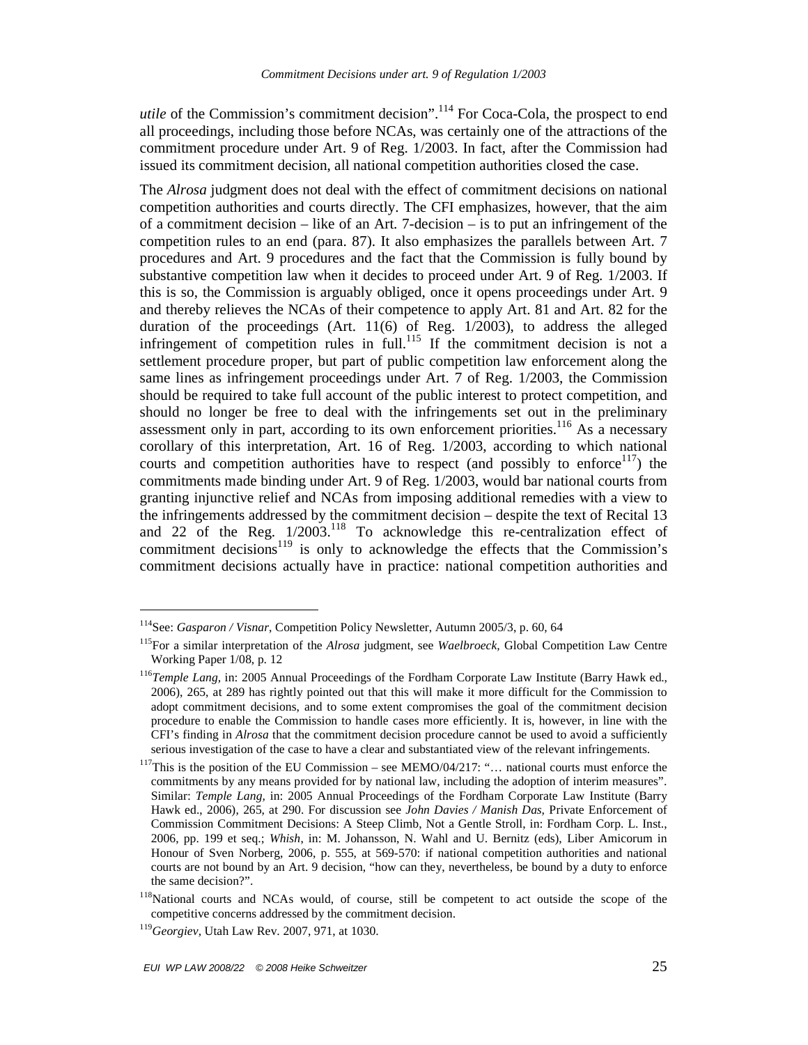*utile* of the Commission's commitment decision".[114] For Coca-Cola, the prospect to end all proceedings, including those before NCAs, was certainly one of the attractions of the commitment procedure under Art. 9 of Reg. 1/2003. In fact, after the Commission had issued its commitment decision, all national competition authorities closed the case.

The *Alrosa* judgment does not deal with the effect of commitment decisions on national competition authorities and courts directly. The CFI emphasizes, however, that the aim of a commitment decision – like of an Art. 7-decision – is to put an infringement of the competition rules to an end (para. 87). It also emphasizes the parallels between Art. 7 procedures and Art. 9 procedures and the fact that the Commission is fully bound by substantive competition law when it decides to proceed under Art. 9 of Reg. 1/2003. If this is so, the Commission is arguably obliged, once it opens proceedings under Art. 9 and thereby relieves the NCAs of their competence to apply Art. 81 and Art. 82 for the duration of the proceedings (Art. 11(6) of Reg. 1/2003), to address the alleged infringement of competition rules in full.[115] If the commitment decision is not a settlement procedure proper, but part of public competition law enforcement along the same lines as infringement proceedings under Art. 7 of Reg. 1/2003, the Commission should be required to take full account of the public interest to protect competition, and should no longer be free to deal with the infringements set out in the preliminary assessment only in part, according to its own enforcement priorities.[116] As a necessary corollary of this interpretation, Art. 16 of Reg. 1/2003, according to which national courts and competition authorities have to respect (and possibly to enforce[117]) the commitments made binding under Art. 9 of Reg. 1/2003, would bar national courts from granting injunctive relief and NCAs from imposing additional remedies with a view to the infringements addressed by the commitment decision – despite the text of Recital 13 and 22 of the Reg. 1/2003.[118] To acknowledge this re-centralization effect of commitment decisions[119] is only to acknowledge the effects that the Commission's commitment decisions actually have in practice: national competition authorities and

---

[114] See: *Gasparon / Visnar*, Competition Policy Newsletter, Autumn 2005/3, p. 60, 64

[115] For a similar interpretation of the *Alrosa* judgment, see *Waelbroeck*, Global Competition Law Centre Working Paper 1/08, p. 12

[116] *Temple Lang*, in: 2005 Annual Proceedings of the Fordham Corporate Law Institute (Barry Hawk ed., 2006), 265, at 289 has rightly pointed out that this will make it more difficult for the Commission to adopt commitment decisions, and to some extent compromises the goal of the commitment decision procedure to enable the Commission to handle cases more efficiently. It is, however, in line with the CFI's finding in *Alrosa* that the commitment decision procedure cannot be used to avoid a sufficiently serious investigation of the case to have a clear and substantiated view of the relevant infringements.

[117] This is the position of the EU Commission – see MEMO/04/217: "… national courts must enforce the commitments by any means provided for by national law, including the adoption of interim measures". Similar: *Temple Lang*, in: 2005 Annual Proceedings of the Fordham Corporate Law Institute (Barry Hawk ed., 2006), 265, at 290. For discussion see *John Davies / Manish Das*, Private Enforcement of Commission Commitment Decisions: A Steep Climb, Not a Gentle Stroll, in: Fordham Corp. L. Inst., 2006, pp. 199 et seq.; *Whish*, in: M. Johansson, N. Wahl and U. Bernitz (eds), Liber Amicorum in Honour of Sven Norberg, 2006, p. 555, at 569-570: if national competition authorities and national courts are not bound by an Art. 9 decision, "how can they, nevertheless, be bound by a duty to enforce the same decision?".

[118] National courts and NCAs would, of course, still be competent to act outside the scope of the competitive concerns addressed by the commitment decision.

[119] *Georgiev*, Utah Law Rev. 2007, 971, at 1030.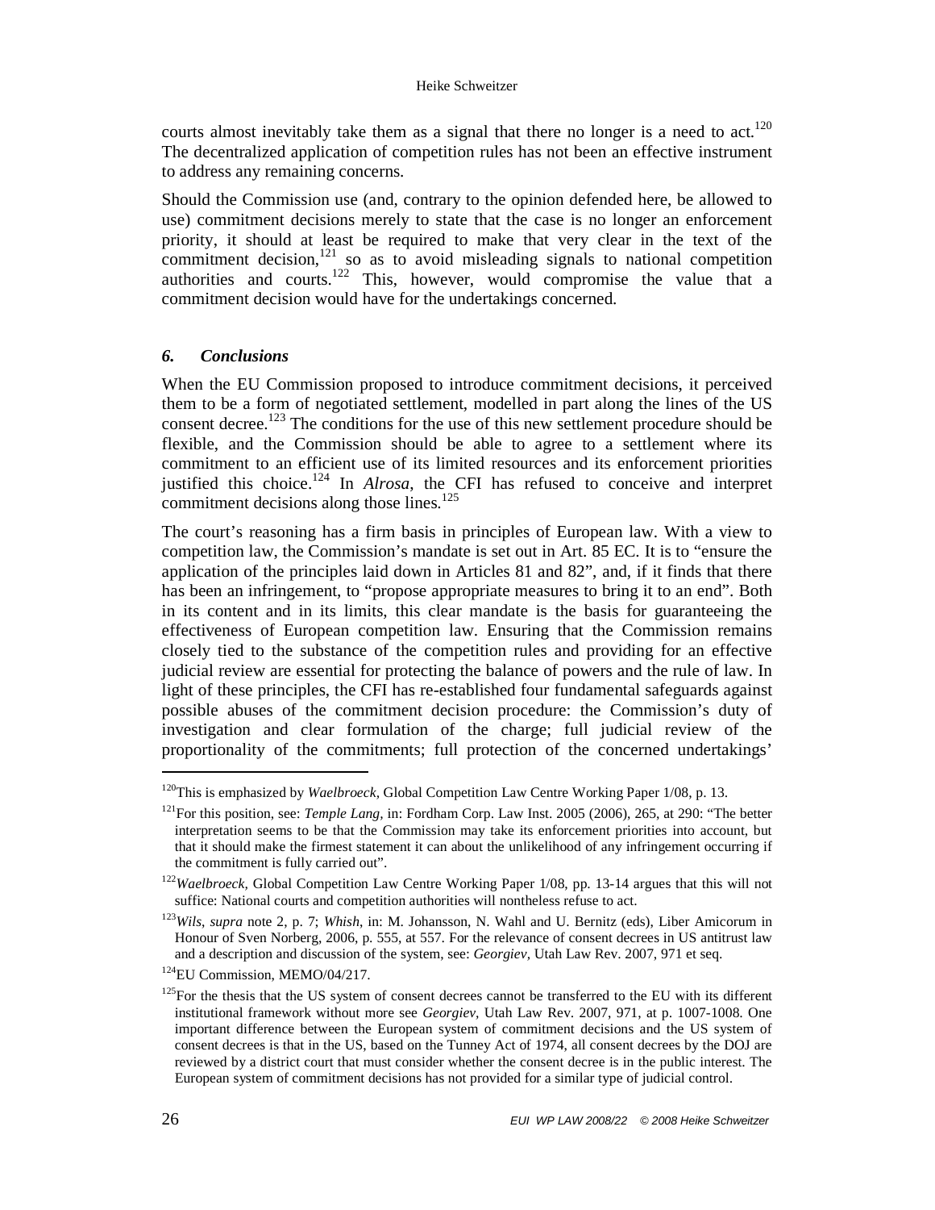courts almost inevitably take them as a signal that there no longer is a need to act.[120] The decentralized application of competition rules has not been an effective instrument to address any remaining concerns.

Should the Commission use (and, contrary to the opinion defended here, be allowed to use) commitment decisions merely to state that the case is no longer an enforcement priority, it should at least be required to make that very clear in the text of the commitment decision,[121] so as to avoid misleading signals to national competition authorities and courts.[122] This, however, would compromise the value that a commitment decision would have for the undertakings concerned.

## *6. Conclusions*

When the EU Commission proposed to introduce commitment decisions, it perceived them to be a form of negotiated settlement, modelled in part along the lines of the US consent decree.[123] The conditions for the use of this new settlement procedure should be flexible, and the Commission should be able to agree to a settlement where its commitment to an efficient use of its limited resources and its enforcement priorities justified this choice.[124] In *Alrosa*, the CFI has refused to conceive and interpret commitment decisions along those lines.[125]

The court's reasoning has a firm basis in principles of European law. With a view to competition law, the Commission's mandate is set out in Art. 85 EC. It is to "ensure the application of the principles laid down in Articles 81 and 82", and, if it finds that there has been an infringement, to "propose appropriate measures to bring it to an end". Both in its content and in its limits, this clear mandate is the basis for guaranteeing the effectiveness of European competition law. Ensuring that the Commission remains closely tied to the substance of the competition rules and providing for an effective judicial review are essential for protecting the balance of powers and the rule of law. In light of these principles, the CFI has re-established four fundamental safeguards against possible abuses of the commitment decision procedure: the Commission's duty of investigation and clear formulation of the charge; full judicial review of the proportionality of the commitments; full protection of the concerned undertakings'

---

[120] This is emphasized by *Waelbroeck,* Global Competition Law Centre Working Paper 1/08, p. 13.

[121] For this position, see: *Temple Lang,* in: Fordham Corp. Law Inst. 2005 (2006), 265, at 290: "The better interpretation seems to be that the Commission may take its enforcement priorities into account, but that it should make the firmest statement it can about the unlikelihood of any infringement occurring if the commitment is fully carried out".

[122] *Waelbroeck,* Global Competition Law Centre Working Paper 1/08, pp. 13-14 argues that this will not suffice: National courts and competition authorities will nontheless refuse to act.

[123] *Wils, supra* note 2, p. 7; *Whish,* in: M. Johansson, N. Wahl and U. Bernitz (eds), Liber Amicorum in Honour of Sven Norberg, 2006, p. 555, at 557. For the relevance of consent decrees in US antitrust law and a description and discussion of the system, see: *Georgiev,* Utah Law Rev. 2007, 971 et seq.

[124] EU Commission, MEMO/04/217.

[125] For the thesis that the US system of consent decrees cannot be transferred to the EU with its different institutional framework without more see *Georgiev,* Utah Law Rev. 2007, 971, at p. 1007-1008. One important difference between the European system of commitment decisions and the US system of consent decrees is that in the US, based on the Tunney Act of 1974, all consent decrees by the DOJ are reviewed by a district court that must consider whether the consent decree is in the public interest. The European system of commitment decisions has not provided for a similar type of judicial control.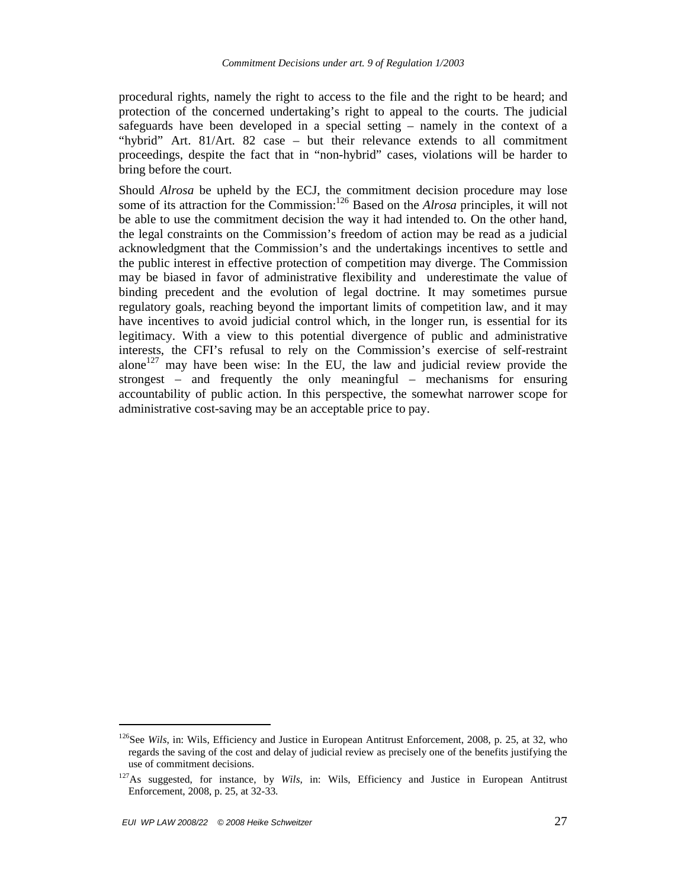procedural rights, namely the right to access to the file and the right to be heard; and protection of the concerned undertaking's right to appeal to the courts. The judicial safeguards have been developed in a special setting – namely in the context of a "hybrid" Art. 81/Art. 82 case – but their relevance extends to all commitment proceedings, despite the fact that in "non-hybrid" cases, violations will be harder to bring before the court.

Should *Alrosa* be upheld by the ECJ, the commitment decision procedure may lose some of its attraction for the Commission:[126] Based on the *Alrosa* principles, it will not be able to use the commitment decision the way it had intended to. On the other hand, the legal constraints on the Commission's freedom of action may be read as a judicial acknowledgment that the Commission's and the undertakings incentives to settle and the public interest in effective protection of competition may diverge. The Commission may be biased in favor of administrative flexibility and underestimate the value of binding precedent and the evolution of legal doctrine. It may sometimes pursue regulatory goals, reaching beyond the important limits of competition law, and it may have incentives to avoid judicial control which, in the longer run, is essential for its legitimacy. With a view to this potential divergence of public and administrative interests, the CFI's refusal to rely on the Commission's exercise of self-restraint alone[127] may have been wise: In the EU, the law and judicial review provide the strongest – and frequently the only meaningful – mechanisms for ensuring accountability of public action. In this perspective, the somewhat narrower scope for administrative cost-saving may be an acceptable price to pay.

---

[126] See *Wils*, in: Wils, Efficiency and Justice in European Antitrust Enforcement, 2008, p. 25, at 32, who regards the saving of the cost and delay of judicial review as precisely one of the benefits justifying the use of commitment decisions.

[127] As suggested, for instance, by *Wils*, in: Wils, Efficiency and Justice in European Antitrust Enforcement, 2008, p. 25, at 32-33.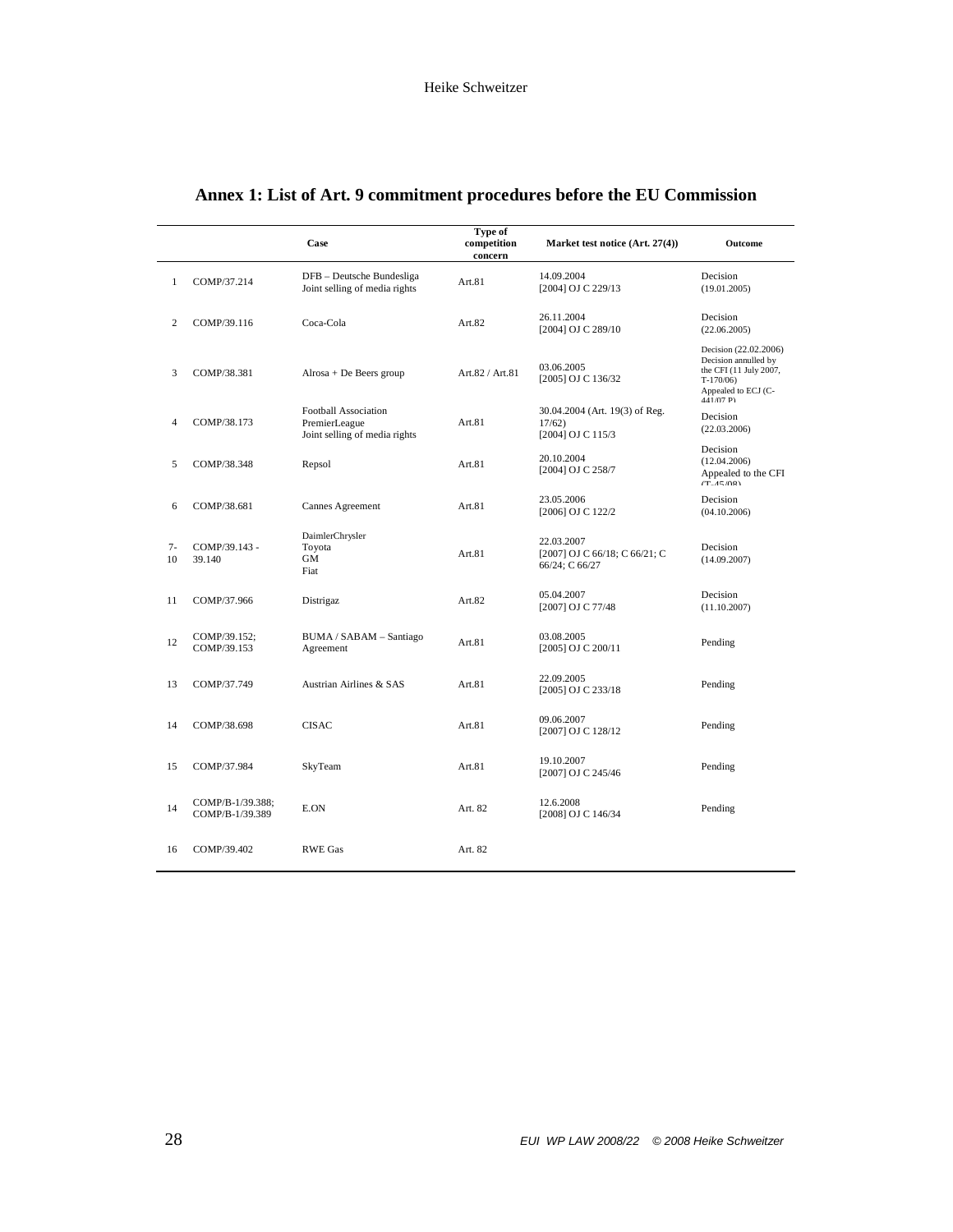## Annex 1: List of Art. 9 commitment procedures before the EU Commission

| | | Case | Type of competition concern | Market test notice (Art. 27(4)) | Outcome |
|---|---|---|---|---|---|
| 1 | COMP/37.214 | DFB – Deutsche Bundesliga Joint selling of media rights | Art.81 | 14.09.2004 [2004] OJ C 229/13 | Decision (19.01.2005) |
| 2 | COMP/39.116 | Coca-Cola | Art.82 | 26.11.2004 [2004] OJ C 289/10 | Decision (22.06.2005) |
| 3 | COMP/38.381 | Alrosa + De Beers group | Art.82 / Art.81 | 03.06.2005 [2005] OJ C 136/32 | Decision (22.02.2006) Decision annulled by the CFI (11 July 2007, T-170/06) Appealed to ECJ (C-441/07 P) |
| 4 | COMP/38.173 | Football Association PremierLeague Joint selling of media rights | Art.81 | 30.04.2004 (Art. 19(3) of Reg. 17/62) [2004] OJ C 115/3 | Decision (22.03.2006) |
| 5 | COMP/38.348 | Repsol | Art.81 | 20.10.2004 [2004] OJ C 258/7 | Decision (12.04.2006) Appealed to the CFI (T-45/08) |
| 6 | COMP/38.681 | Cannes Agreement | Art.81 | 23.05.2006 [2006] OJ C 122/2 | Decision (04.10.2006) |
| 7-10 | COMP/39.143 - 39.140 | DaimlerChrysler Toyota GM Fiat | Art.81 | 22.03.2007 [2007] OJ C 66/18; C 66/21; C 66/24; C 66/27 | Decision (14.09.2007) |
| 11 | COMP/37.966 | Distrigaz | Art.82 | 05.04.2007 [2007] OJ C 77/48 | Decision (11.10.2007) |
| 12 | COMP/39.152; COMP/39.153 | BUMA / SABAM – Santiago Agreement | Art.81 | 03.08.2005 [2005] OJ C 200/11 | Pending |
| 13 | COMP/37.749 | Austrian Airlines & SAS | Art.81 | 22.09.2005 [2005] OJ C 233/18 | Pending |
| 14 | COMP/38.698 | CISAC | Art.81 | 09.06.2007 [2007] OJ C 128/12 | Pending |
| 15 | COMP/37.984 | SkyTeam | Art.81 | 19.10.2007 [2007] OJ C 245/46 | Pending |
| 14 | COMP/B-1/39.388; COMP/B-1/39.389 | E.ON | Art. 82 | 12.6.2008 [2008] OJ C 146/34 | Pending |
| 16 | COMP/39.402 | RWE Gas | Art. 82 | | |